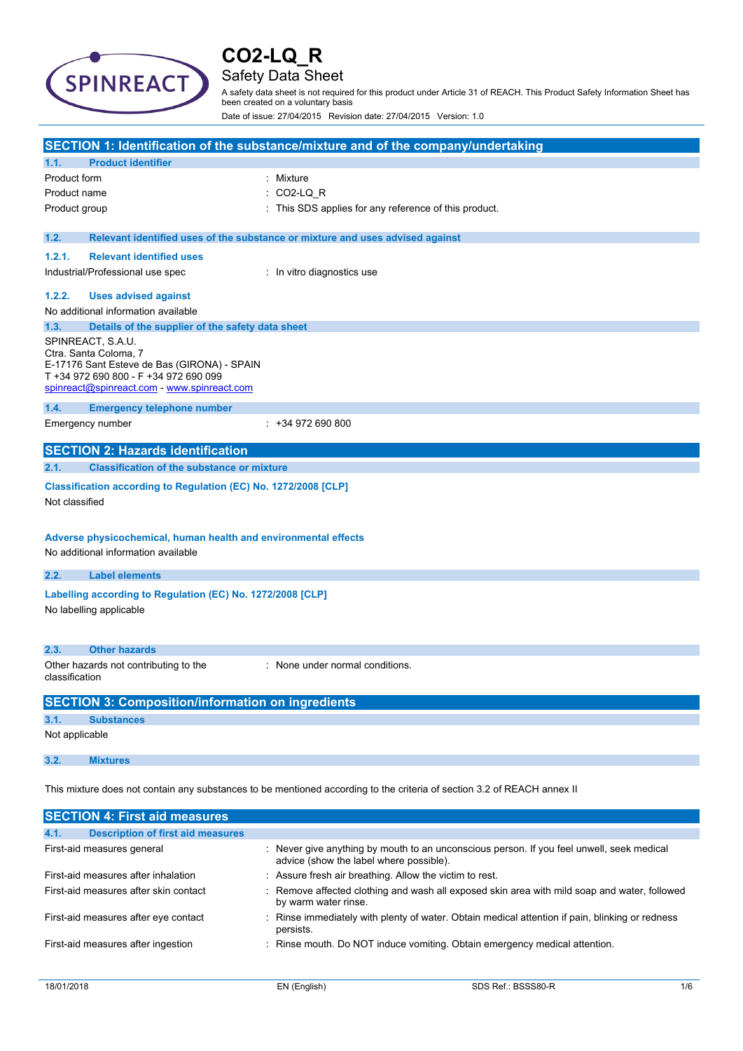# CO2-LQ_R

## Safety Data Sheet

A safety data sheet is not required for this product under Article 31 of REACH. This Product Safety Information Sheet has been created on a voluntary basis

Date of issue: 27/04/2015 Revision date: 27/04/2015 Version: 1.0

## SECTION 1: Identification of the substance/mixture and of the company/undertaking

### 1.1. Product identifier

| | |
|---|---|
| Product form | : Mixture |
| Product name | : CO2-LQ_R |
| Product group | : This SDS applies for any reference of this product. |

### 1.2. Relevant identified uses of the substance or mixture and uses advised against

#### 1.2.1. Relevant identified uses

| | |
|---|---|
| Industrial/Professional use spec | : In vitro diagnostics use |

#### 1.2.2. Uses advised against

No additional information available

### 1.3. Details of the supplier of the safety data sheet

SPINREACT, S.A.U.
Ctra. Santa Coloma, 7
E-17176 Sant Esteve de Bas (GIRONA) - SPAIN
T +34 972 690 800 - F +34 972 690 099
spinreact@spinreact.com - www.spinreact.com

### 1.4. Emergency telephone number

| | |
|---|---|
| Emergency number | : +34 972 690 800 |

## SECTION 2: Hazards identification

### 2.1. Classification of the substance or mixture

**Classification according to Regulation (EC) No. 1272/2008 [CLP]**

Not classified

**Adverse physicochemical, human health and environmental effects**

No additional information available

### 2.2. Label elements

**Labelling according to Regulation (EC) No. 1272/2008 [CLP]**

No labelling applicable

### 2.3. Other hazards

| | |
|---|---|
| Other hazards not contributing to the classification | : None under normal conditions. |

## SECTION 3: Composition/information on ingredients

### 3.1. Substances

Not applicable

### 3.2. Mixtures

This mixture does not contain any substances to be mentioned according to the criteria of section 3.2 of REACH annex II

## SECTION 4: First aid measures

### 4.1. Description of first aid measures

| | |
|---|---|
| First-aid measures general | : Never give anything by mouth to an unconscious person. If you feel unwell, seek medical advice (show the label where possible). |
| First-aid measures after inhalation | : Assure fresh air breathing. Allow the victim to rest. |
| First-aid measures after skin contact | : Remove affected clothing and wash all exposed skin area with mild soap and water, followed by warm water rinse. |
| First-aid measures after eye contact | : Rinse immediately with plenty of water. Obtain medical attention if pain, blinking or redness persists. |
| First-aid measures after ingestion | : Rinse mouth. Do NOT induce vomiting. Obtain emergency medical attention. |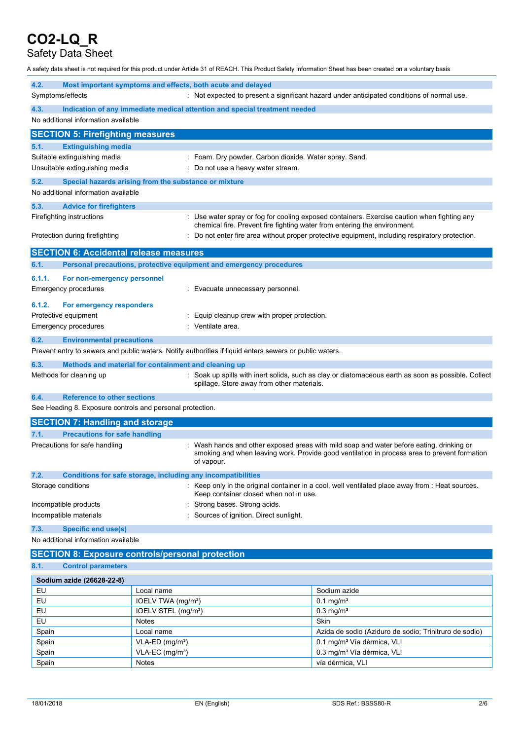# CO2-LQ_R

Safety Data Sheet

A safety data sheet is not required for this product under Article 31 of REACH. This Product Safety Information Sheet has been created on a voluntary basis

### 4.2. Most important symptoms and effects, both acute and delayed

Symptoms/effects : Not expected to present a significant hazard under anticipated conditions of normal use.

### 4.3. Indication of any immediate medical attention and special treatment needed

No additional information available

## SECTION 5: Firefighting measures

### 5.1. Extinguishing media

Suitable extinguishing media : Foam. Dry powder. Carbon dioxide. Water spray. Sand.

Unsuitable extinguishing media : Do not use a heavy water stream.

### 5.2. Special hazards arising from the substance or mixture

No additional information available

### 5.3. Advice for firefighters

Firefighting instructions : Use water spray or fog for cooling exposed containers. Exercise caution when fighting any chemical fire. Prevent fire fighting water from entering the environment.

Protection during firefighting : Do not enter fire area without proper protective equipment, including respiratory protection.

## SECTION 6: Accidental release measures

### 6.1. Personal precautions, protective equipment and emergency procedures

#### 6.1.1. For non-emergency personnel

Emergency procedures : Evacuate unnecessary personnel.

#### 6.1.2. For emergency responders

Protective equipment : Equip cleanup crew with proper protection.

Emergency procedures : Ventilate area.

### 6.2. Environmental precautions

Prevent entry to sewers and public waters. Notify authorities if liquid enters sewers or public waters.

### 6.3. Methods and material for containment and cleaning up

Methods for cleaning up : Soak up spills with inert solids, such as clay or diatomaceous earth as soon as possible. Collect spillage. Store away from other materials.

### 6.4. Reference to other sections

See Heading 8. Exposure controls and personal protection.

## SECTION 7: Handling and storage

### 7.1. Precautions for safe handling

Precautions for safe handling : Wash hands and other exposed areas with mild soap and water before eating, drinking or smoking and when leaving work. Provide good ventilation in process area to prevent formation of vapour.

### 7.2. Conditions for safe storage, including any incompatibilities

Storage conditions : Keep only in the original container in a cool, well ventilated place away from : Heat sources. Keep container closed when not in use.

Incompatible products : Strong bases. Strong acids.

Incompatible materials : Sources of ignition. Direct sunlight.

### 7.3. Specific end use(s)

No additional information available

## SECTION 8: Exposure controls/personal protection

### 8.1. Control parameters

| Sodium azide (26628-22-8) | | |
|---|---|---|
| EU | Local name | Sodium azide |
| EU | IOELV TWA (mg/m³) | 0.1 mg/m³ |
| EU | IOELV STEL (mg/m³) | 0.3 mg/m³ |
| EU | Notes | Skin |
| Spain | Local name | Azida de sodio (Aziduro de sodio; Trinitruro de sodio) |
| Spain | VLA-ED (mg/m³) | 0.1 mg/m³ Vía dérmica, VLI |
| Spain | VLA-EC (mg/m³) | 0.3 mg/m³ Vía dérmica, VLI |
| Spain | Notes | vía dérmica, VLI |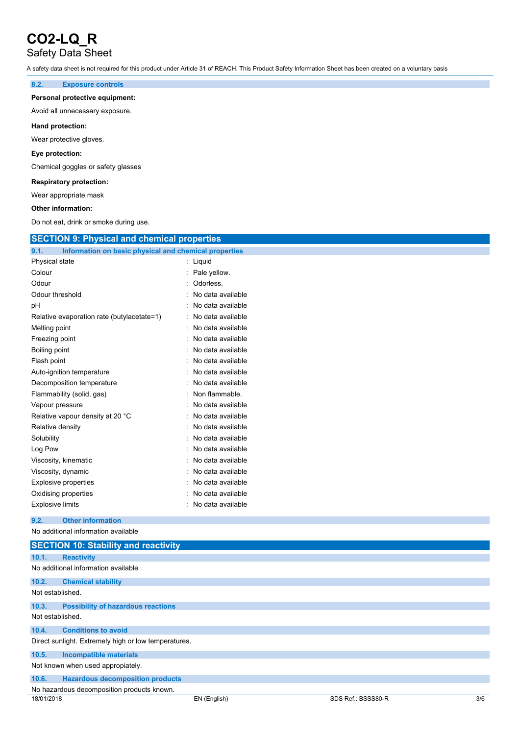# CO2-LQ_R

## Safety Data Sheet

A safety data sheet is not required for this product under Article 31 of REACH. This Product Safety Information Sheet has been created on a voluntary basis

### 8.2. Exposure controls

**Personal protective equipment:**

Avoid all unnecessary exposure.

**Hand protection:**

Wear protective gloves.

**Eye protection:**

Chemical goggles or safety glasses

**Respiratory protection:**

Wear appropriate mask

**Other information:**

Do not eat, drink or smoke during use.

## SECTION 9: Physical and chemical properties

### 9.1. Information on basic physical and chemical properties

| Property | Value |
|---|---|
| Physical state | Liquid |
| Colour | Pale yellow. |
| Odour | Odorless. |
| Odour threshold | No data available |
| pH | No data available |
| Relative evaporation rate (butylacetate=1) | No data available |
| Melting point | No data available |
| Freezing point | No data available |
| Boiling point | No data available |
| Flash point | No data available |
| Auto-ignition temperature | No data available |
| Decomposition temperature | No data available |
| Flammability (solid, gas) | Non flammable. |
| Vapour pressure | No data available |
| Relative vapour density at 20 °C | No data available |
| Relative density | No data available |
| Solubility | No data available |
| Log Pow | No data available |
| Viscosity, kinematic | No data available |
| Viscosity, dynamic | No data available |
| Explosive properties | No data available |
| Oxidising properties | No data available |
| Explosive limits | No data available |

### 9.2. Other information

No additional information available

## SECTION 10: Stability and reactivity

### 10.1. Reactivity

No additional information available

### 10.2. Chemical stability

Not established.

### 10.3. Possibility of hazardous reactions

Not established.

### 10.4. Conditions to avoid

Direct sunlight. Extremely high or low temperatures.

### 10.5. Incompatible materials

Not known when used appropiately.

### 10.6. Hazardous decomposition products

No hazardous decomposition products known.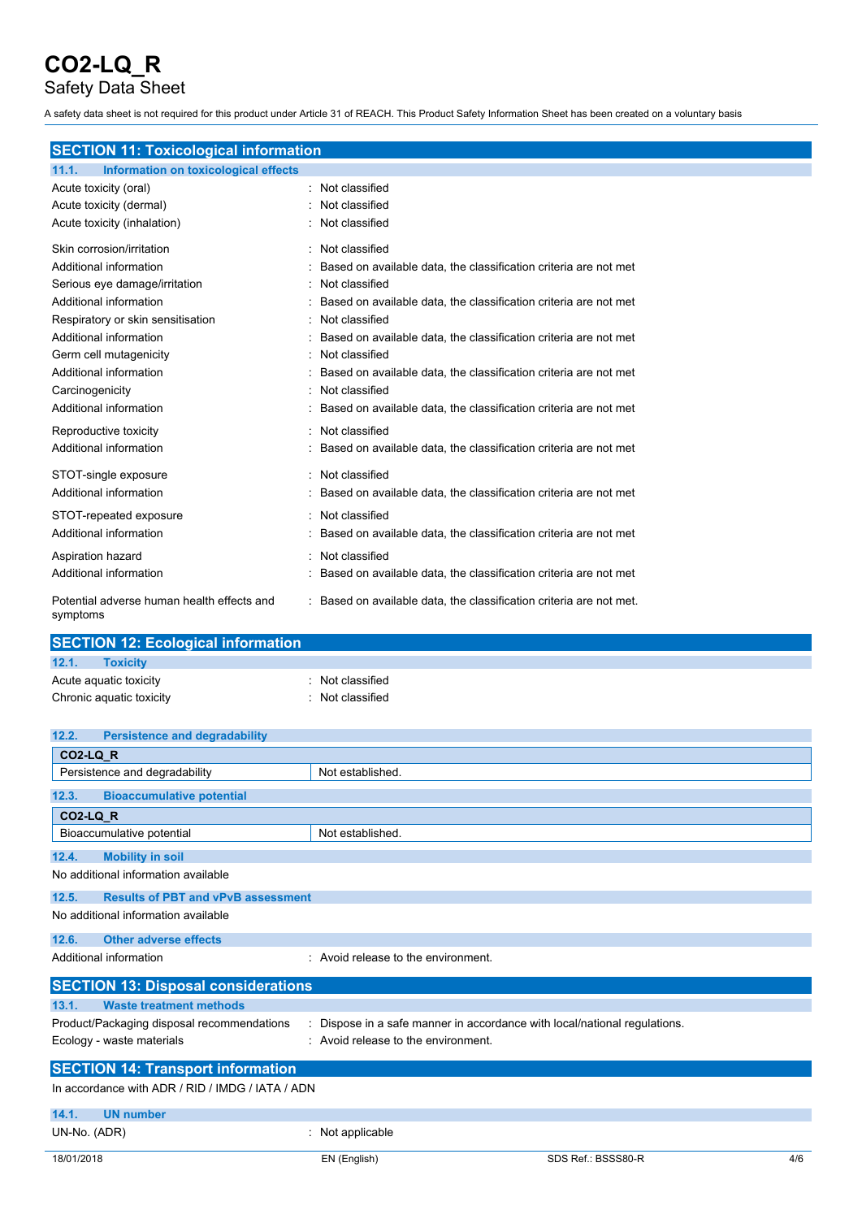## SECTION 11: Toxicological information

### 11.1. Information on toxicological effects

| | |
|---|---|
| Acute toxicity (oral) | : Not classified |
| Acute toxicity (dermal) | : Not classified |
| Acute toxicity (inhalation) | : Not classified |
| Skin corrosion/irritation | : Not classified |
| Additional information | : Based on available data, the classification criteria are not met |
| Serious eye damage/irritation | : Not classified |
| Additional information | : Based on available data, the classification criteria are not met |
| Respiratory or skin sensitisation | : Not classified |
| Additional information | : Based on available data, the classification criteria are not met |
| Germ cell mutagenicity | : Not classified |
| Additional information | : Based on available data, the classification criteria are not met |
| Carcinogenicity | : Not classified |
| Additional information | : Based on available data, the classification criteria are not met |
| Reproductive toxicity | : Not classified |
| Additional information | : Based on available data, the classification criteria are not met |
| STOT-single exposure | : Not classified |
| Additional information | : Based on available data, the classification criteria are not met |
| STOT-repeated exposure | : Not classified |
| Additional information | : Based on available data, the classification criteria are not met |
| Aspiration hazard | : Not classified |
| Additional information | : Based on available data, the classification criteria are not met |
| Potential adverse human health effects and symptoms | : Based on available data, the classification criteria are not met. |

## SECTION 12: Ecological information

### 12.1. Toxicity

| | |
|---|---|
| Acute aquatic toxicity | : Not classified |
| Chronic aquatic toxicity | : Not classified |

### 12.2. Persistence and degradability

| CO2-LQ_R | |
|---|---|
| Persistence and degradability | Not established. |

### 12.3. Bioaccumulative potential

| CO2-LQ_R | |
|---|---|
| Bioaccumulative potential | Not established. |

### 12.4. Mobility in soil

No additional information available

### 12.5. Results of PBT and vPvB assessment

No additional information available

### 12.6. Other adverse effects

| | |
|---|---|
| Additional information | : Avoid release to the environment. |

## SECTION 13: Disposal considerations

### 13.1. Waste treatment methods

| | |
|---|---|
| Product/Packaging disposal recommendations | : Dispose in a safe manner in accordance with local/national regulations. |
| Ecology - waste materials | : Avoid release to the environment. |

## SECTION 14: Transport information

In accordance with ADR / RID / IMDG / IATA / ADN

### 14.1. UN number

| | |
|---|---|
| UN-No. (ADR) | : Not applicable |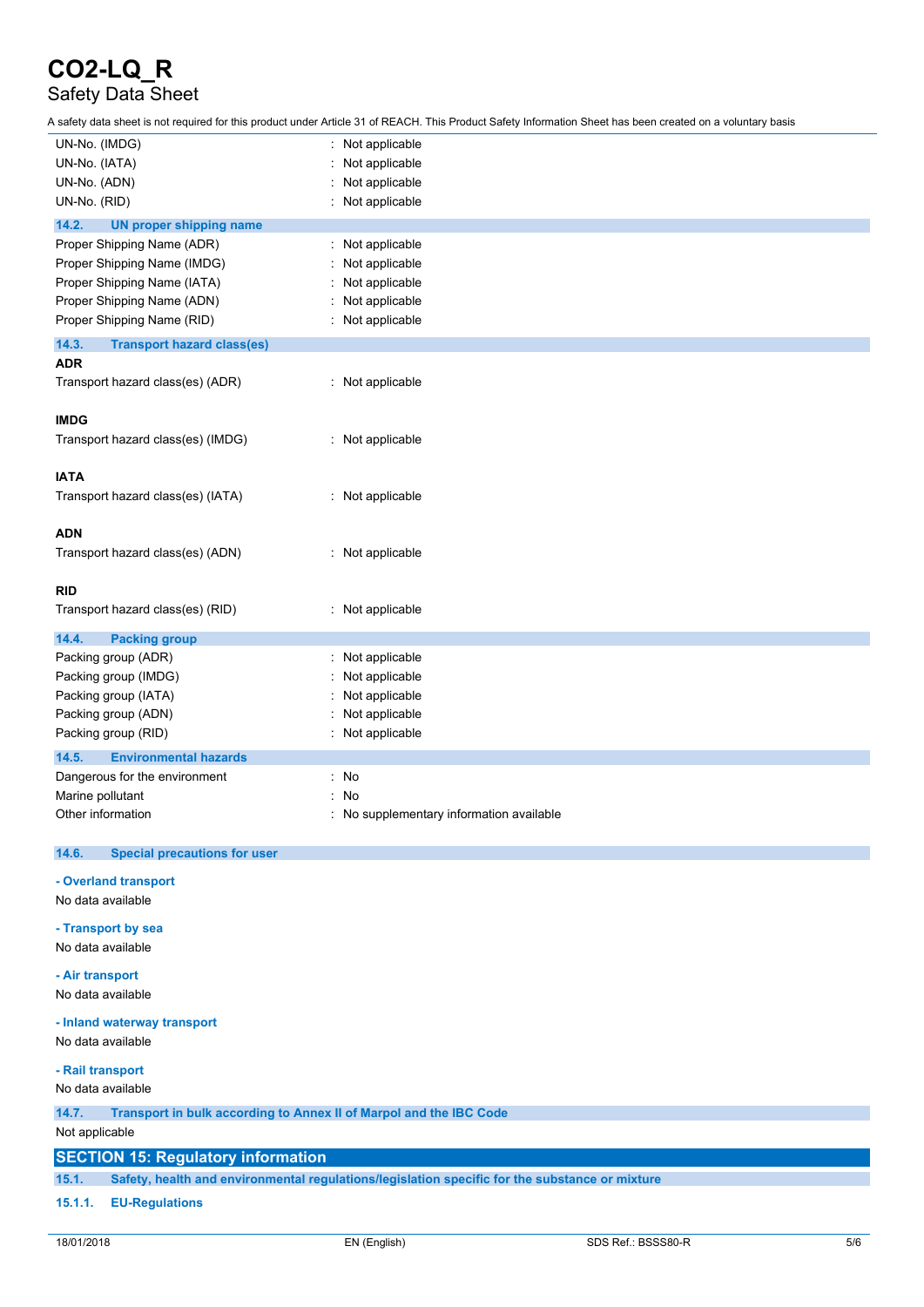| | |
|---|---|
| UN-No. (IMDG) | : Not applicable |
| UN-No. (IATA) | : Not applicable |
| UN-No. (ADN) | : Not applicable |
| UN-No. (RID) | : Not applicable |

### 14.2. UN proper shipping name

| | |
|---|---|
| Proper Shipping Name (ADR) | : Not applicable |
| Proper Shipping Name (IMDG) | : Not applicable |
| Proper Shipping Name (IATA) | : Not applicable |
| Proper Shipping Name (ADN) | : Not applicable |
| Proper Shipping Name (RID) | : Not applicable |

### 14.3. Transport hazard class(es)

**ADR**

Transport hazard class(es) (ADR) : Not applicable

**IMDG**

Transport hazard class(es) (IMDG) : Not applicable

**IATA**

Transport hazard class(es) (IATA) : Not applicable

**ADN**

Transport hazard class(es) (ADN) : Not applicable

**RID**

Transport hazard class(es) (RID) : Not applicable

### 14.4. Packing group

| | |
|---|---|
| Packing group (ADR) | : Not applicable |
| Packing group (IMDG) | : Not applicable |
| Packing group (IATA) | : Not applicable |
| Packing group (ADN) | : Not applicable |
| Packing group (RID) | : Not applicable |

### 14.5. Environmental hazards

| | |
|---|---|
| Dangerous for the environment | : No |
| Marine pollutant | : No |
| Other information | : No supplementary information available |

### 14.6. Special precautions for user

**- Overland transport**

No data available

**- Transport by sea**

No data available

**- Air transport**

No data available

**- Inland waterway transport**

No data available

**- Rail transport**

No data available

### 14.7. Transport in bulk according to Annex II of Marpol and the IBC Code

Not applicable

## SECTION 15: Regulatory information

### 15.1. Safety, health and environmental regulations/legislation specific for the substance or mixture

#### 15.1.1. EU-Regulations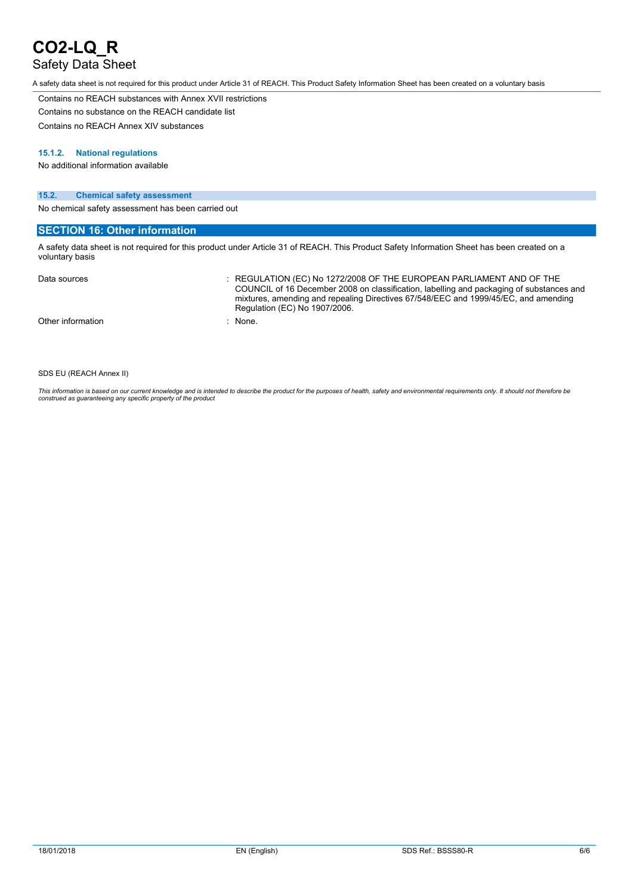Contains no REACH substances with Annex XVII restrictions

Contains no substance on the REACH candidate list

Contains no REACH Annex XIV substances

#### 15.1.2. National regulations

No additional information available

### 15.2. Chemical safety assessment

No chemical safety assessment has been carried out

## SECTION 16: Other information

A safety data sheet is not required for this product under Article 31 of REACH. This Product Safety Information Sheet has been created on a voluntary basis

| | |
|---|---|
| Data sources | : REGULATION (EC) No 1272/2008 OF THE EUROPEAN PARLIAMENT AND OF THE COUNCIL of 16 December 2008 on classification, labelling and packaging of substances and mixtures, amending and repealing Directives 67/548/EEC and 1999/45/EC, and amending Regulation (EC) No 1907/2006. |
| Other information | : None. |

SDS EU (REACH Annex II)

*This information is based on our current knowledge and is intended to describe the product for the purposes of health, safety and environmental requirements only. It should not therefore be construed as guaranteeing any specific property of the product*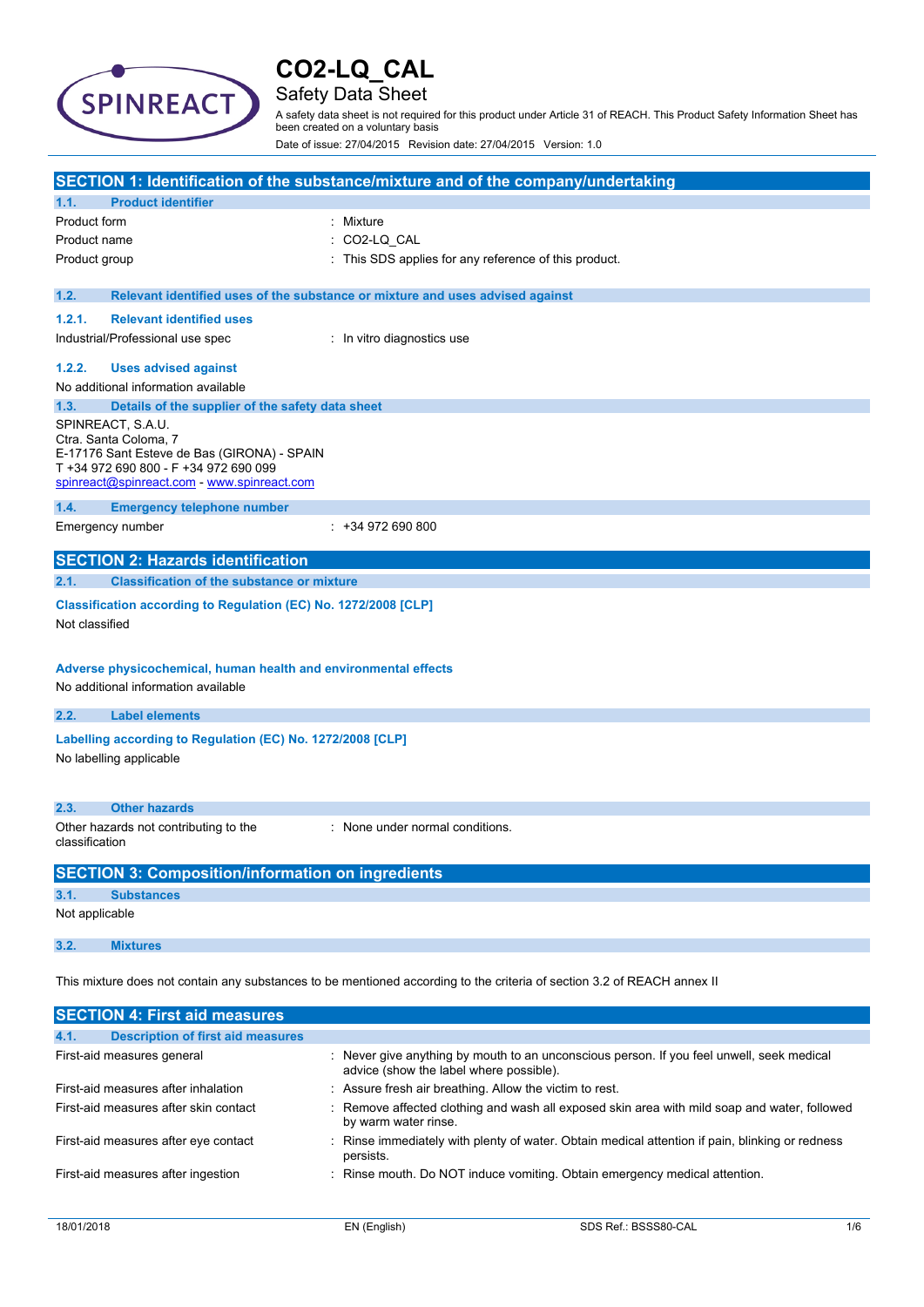# CO2-LQ_CAL

## Safety Data Sheet

A safety data sheet is not required for this product under Article 31 of REACH. This Product Safety Information Sheet has been created on a voluntary basis

Date of issue: 27/04/2015 Revision date: 27/04/2015 Version: 1.0

## SECTION 1: Identification of the substance/mixture and of the company/undertaking

### 1.1. Product identifier

| | |
|---|---|
| Product form | : Mixture |
| Product name | : CO2-LQ_CAL |
| Product group | : This SDS applies for any reference of this product. |

### 1.2. Relevant identified uses of the substance or mixture and uses advised against

#### 1.2.1. Relevant identified uses

| | |
|---|---|
| Industrial/Professional use spec | : In vitro diagnostics use |

#### 1.2.2. Uses advised against

No additional information available

### 1.3. Details of the supplier of the safety data sheet

SPINREACT, S.A.U.
Ctra. Santa Coloma, 7
E-17176 Sant Esteve de Bas (GIRONA) - SPAIN
T +34 972 690 800 - F +34 972 690 099
spinreact@spinreact.com - www.spinreact.com

### 1.4. Emergency telephone number

| | |
|---|---|
| Emergency number | : +34 972 690 800 |

## SECTION 2: Hazards identification

### 2.1. Classification of the substance or mixture

**Classification according to Regulation (EC) No. 1272/2008 [CLP]**

Not classified

**Adverse physicochemical, human health and environmental effects**

No additional information available

### 2.2. Label elements

**Labelling according to Regulation (EC) No. 1272/2008 [CLP]**

No labelling applicable

### 2.3. Other hazards

| | |
|---|---|
| Other hazards not contributing to the classification | : None under normal conditions. |

## SECTION 3: Composition/information on ingredients

### 3.1. Substances

Not applicable

### 3.2. Mixtures

This mixture does not contain any substances to be mentioned according to the criteria of section 3.2 of REACH annex II

## SECTION 4: First aid measures

### 4.1. Description of first aid measures

| | |
|---|---|
| First-aid measures general | : Never give anything by mouth to an unconscious person. If you feel unwell, seek medical advice (show the label where possible). |
| First-aid measures after inhalation | : Assure fresh air breathing. Allow the victim to rest. |
| First-aid measures after skin contact | : Remove affected clothing and wash all exposed skin area with mild soap and water, followed by warm water rinse. |
| First-aid measures after eye contact | : Rinse immediately with plenty of water. Obtain medical attention if pain, blinking or redness persists. |
| First-aid measures after ingestion | : Rinse mouth. Do NOT induce vomiting. Obtain emergency medical attention. |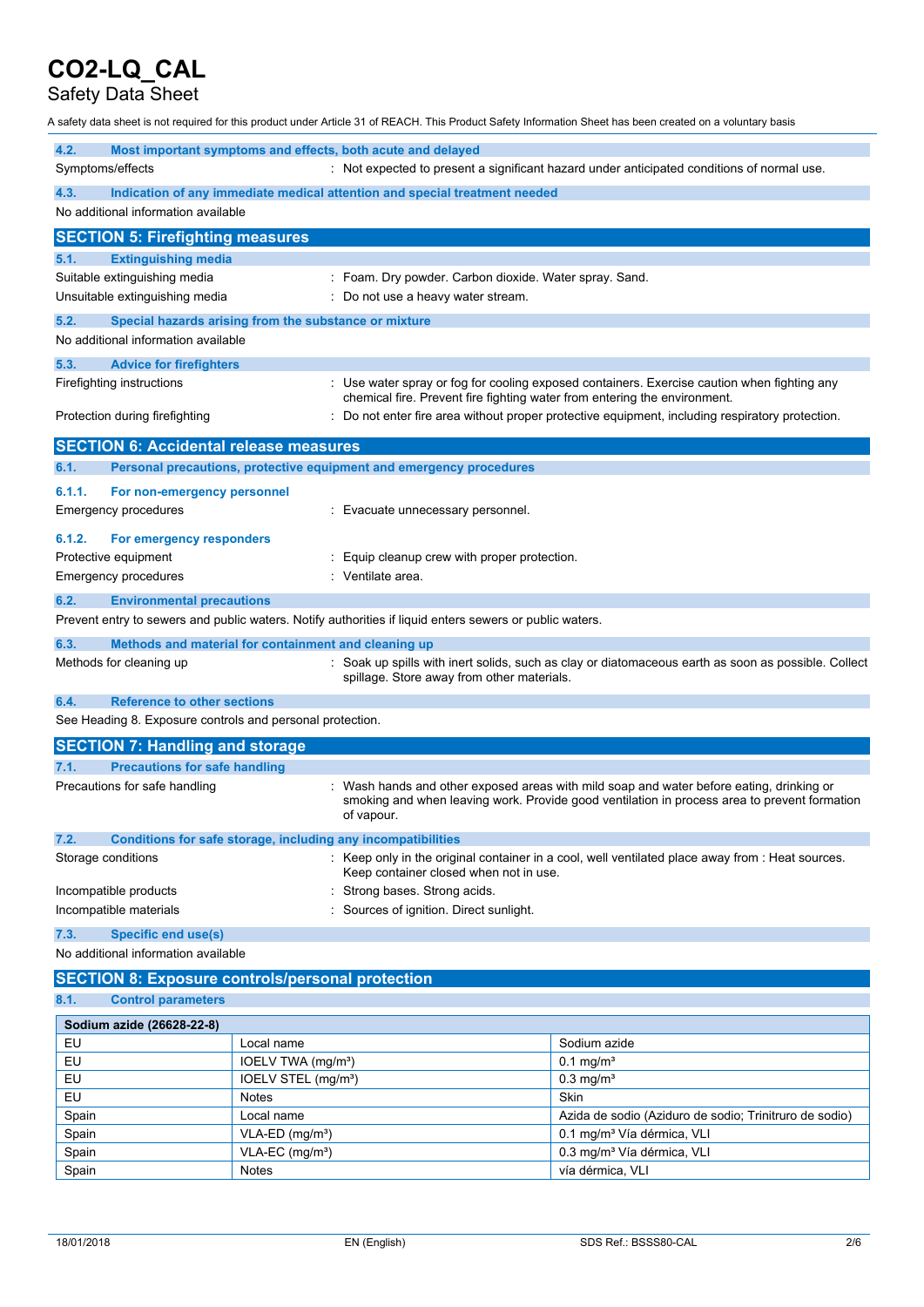# CO2-LQ_CAL
Safety Data Sheet

A safety data sheet is not required for this product under Article 31 of REACH. This Product Safety Information Sheet has been created on a voluntary basis

### 4.2. Most important symptoms and effects, both acute and delayed

Symptoms/effects : Not expected to present a significant hazard under anticipated conditions of normal use.

### 4.3. Indication of any immediate medical attention and special treatment needed

No additional information available

## SECTION 5: Firefighting measures

### 5.1. Extinguishing media

Suitable extinguishing media : Foam. Dry powder. Carbon dioxide. Water spray. Sand.

Unsuitable extinguishing media : Do not use a heavy water stream.

### 5.2. Special hazards arising from the substance or mixture

No additional information available

### 5.3. Advice for firefighters

Firefighting instructions : Use water spray or fog for cooling exposed containers. Exercise caution when fighting any chemical fire. Prevent fire fighting water from entering the environment.

Protection during firefighting : Do not enter fire area without proper protective equipment, including respiratory protection.

## SECTION 6: Accidental release measures

### 6.1. Personal precautions, protective equipment and emergency procedures

#### 6.1.1. For non-emergency personnel

Emergency procedures : Evacuate unnecessary personnel.

#### 6.1.2. For emergency responders

Protective equipment : Equip cleanup crew with proper protection.

Emergency procedures : Ventilate area.

### 6.2. Environmental precautions

Prevent entry to sewers and public waters. Notify authorities if liquid enters sewers or public waters.

### 6.3. Methods and material for containment and cleaning up

Methods for cleaning up : Soak up spills with inert solids, such as clay or diatomaceous earth as soon as possible. Collect spillage. Store away from other materials.

### 6.4. Reference to other sections

See Heading 8. Exposure controls and personal protection.

## SECTION 7: Handling and storage

### 7.1. Precautions for safe handling

Precautions for safe handling : Wash hands and other exposed areas with mild soap and water before eating, drinking or smoking and when leaving work. Provide good ventilation in process area to prevent formation of vapour.

### 7.2. Conditions for safe storage, including any incompatibilities

Storage conditions : Keep only in the original container in a cool, well ventilated place away from : Heat sources. Keep container closed when not in use.

Incompatible products : Strong bases. Strong acids.

Incompatible materials : Sources of ignition. Direct sunlight.

### 7.3. Specific end use(s)

No additional information available

## SECTION 8: Exposure controls/personal protection

### 8.1. Control parameters

| Sodium azide (26628-22-8) | | |
|---|---|---|
| EU | Local name | Sodium azide |
| EU | IOELV TWA (mg/m³) | 0.1 mg/m³ |
| EU | IOELV STEL (mg/m³) | 0.3 mg/m³ |
| EU | Notes | Skin |
| Spain | Local name | Azida de sodio (Aziduro de sodio; Trinitruro de sodio) |
| Spain | VLA-ED (mg/m³) | 0.1 mg/m³ Vía dérmica, VLI |
| Spain | VLA-EC (mg/m³) | 0.3 mg/m³ Vía dérmica, VLI |
| Spain | Notes | vía dérmica, VLI |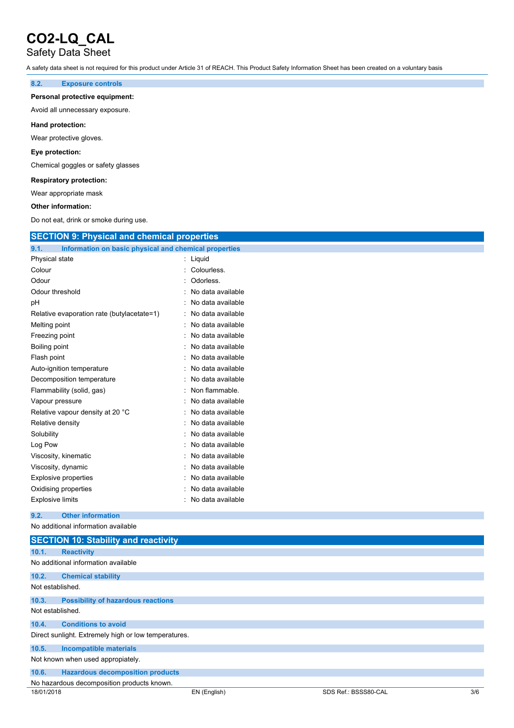# CO2-LQ_CAL

Safety Data Sheet

A safety data sheet is not required for this product under Article 31 of REACH. This Product Safety Information Sheet has been created on a voluntary basis

### 8.2. Exposure controls

**Personal protective equipment:**

Avoid all unnecessary exposure.

**Hand protection:**

Wear protective gloves.

**Eye protection:**

Chemical goggles or safety glasses

**Respiratory protection:**

Wear appropriate mask

**Other information:**

Do not eat, drink or smoke during use.

## SECTION 9: Physical and chemical properties

### 9.1. Information on basic physical and chemical properties

| Property | Value |
|---|---|
| Physical state | : Liquid |
| Colour | : Colourless. |
| Odour | : Odorless. |
| Odour threshold | : No data available |
| pH | : No data available |
| Relative evaporation rate (butylacetate=1) | : No data available |
| Melting point | : No data available |
| Freezing point | : No data available |
| Boiling point | : No data available |
| Flash point | : No data available |
| Auto-ignition temperature | : No data available |
| Decomposition temperature | : No data available |
| Flammability (solid, gas) | : Non flammable. |
| Vapour pressure | : No data available |
| Relative vapour density at 20 °C | : No data available |
| Relative density | : No data available |
| Solubility | : No data available |
| Log Pow | : No data available |
| Viscosity, kinematic | : No data available |
| Viscosity, dynamic | : No data available |
| Explosive properties | : No data available |
| Oxidising properties | : No data available |
| Explosive limits | : No data available |

### 9.2. Other information

No additional information available

## SECTION 10: Stability and reactivity

### 10.1. Reactivity

No additional information available

### 10.2. Chemical stability

Not established.

### 10.3. Possibility of hazardous reactions

Not established.

### 10.4. Conditions to avoid

Direct sunlight. Extremely high or low temperatures.

### 10.5. Incompatible materials

Not known when used appropiately.

### 10.6. Hazardous decomposition products

No hazardous decomposition products known.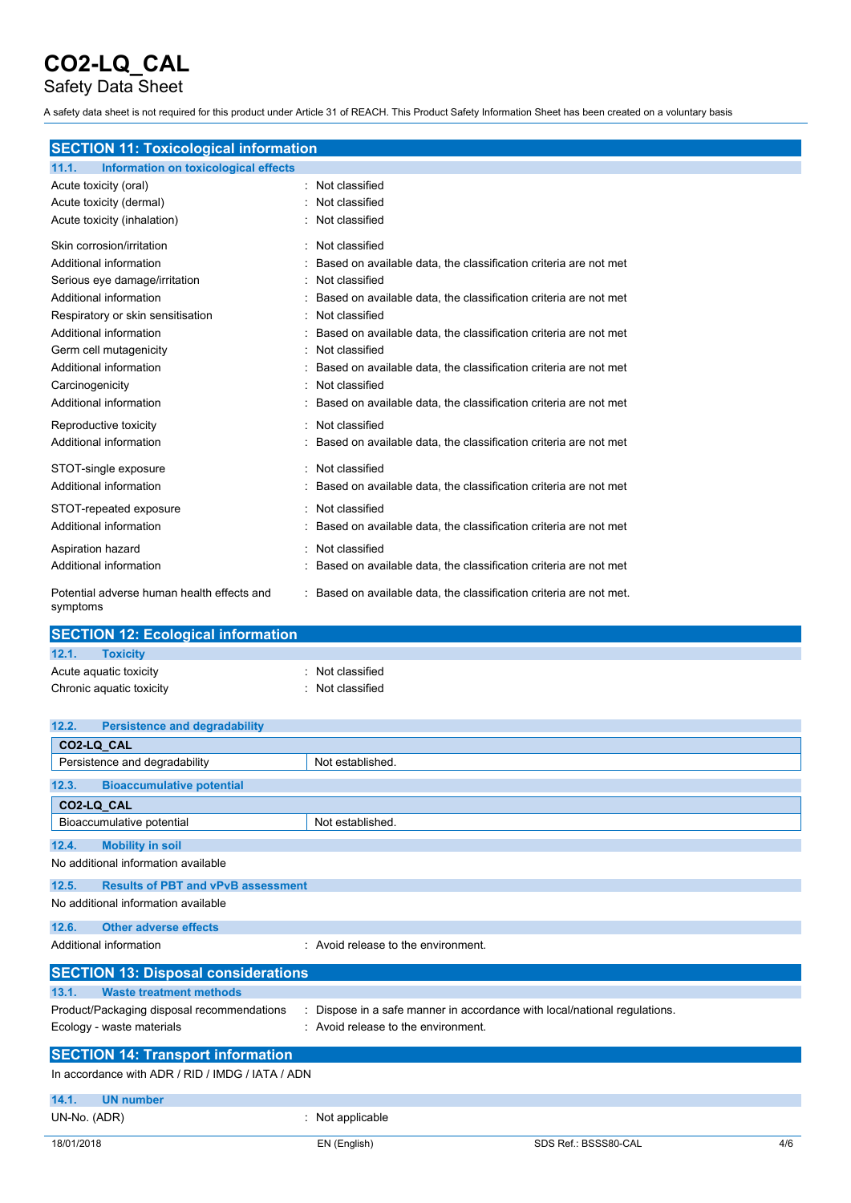# CO2-LQ_CAL

Safety Data Sheet

A safety data sheet is not required for this product under Article 31 of REACH. This Product Safety Information Sheet has been created on a voluntary basis

## SECTION 11: Toxicological information

### 11.1. Information on toxicological effects

| | |
|---|---|
| Acute toxicity (oral) | : Not classified |
| Acute toxicity (dermal) | : Not classified |
| Acute toxicity (inhalation) | : Not classified |
| Skin corrosion/irritation | : Not classified |
| Additional information | : Based on available data, the classification criteria are not met |
| Serious eye damage/irritation | : Not classified |
| Additional information | : Based on available data, the classification criteria are not met |
| Respiratory or skin sensitisation | : Not classified |
| Additional information | : Based on available data, the classification criteria are not met |
| Germ cell mutagenicity | : Not classified |
| Additional information | : Based on available data, the classification criteria are not met |
| Carcinogenicity | : Not classified |
| Additional information | : Based on available data, the classification criteria are not met |
| Reproductive toxicity | : Not classified |
| Additional information | : Based on available data, the classification criteria are not met |
| STOT-single exposure | : Not classified |
| Additional information | : Based on available data, the classification criteria are not met |
| STOT-repeated exposure | : Not classified |
| Additional information | : Based on available data, the classification criteria are not met |
| Aspiration hazard | : Not classified |
| Additional information | : Based on available data, the classification criteria are not met |
| Potential adverse human health effects and symptoms | : Based on available data, the classification criteria are not met. |

## SECTION 12: Ecological information

### 12.1. Toxicity

| | |
|---|---|
| Acute aquatic toxicity | : Not classified |
| Chronic aquatic toxicity | : Not classified |

### 12.2. Persistence and degradability

| CO2-LQ_CAL | |
|---|---|
| Persistence and degradability | Not established. |

### 12.3. Bioaccumulative potential

| CO2-LQ_CAL | |
|---|---|
| Bioaccumulative potential | Not established. |

### 12.4. Mobility in soil

No additional information available

### 12.5. Results of PBT and vPvB assessment

No additional information available

### 12.6. Other adverse effects

| | |
|---|---|
| Additional information | : Avoid release to the environment. |

## SECTION 13: Disposal considerations

### 13.1. Waste treatment methods

| | |
|---|---|
| Product/Packaging disposal recommendations | : Dispose in a safe manner in accordance with local/national regulations. |
| Ecology - waste materials | : Avoid release to the environment. |

## SECTION 14: Transport information

In accordance with ADR / RID / IMDG / IATA / ADN

### 14.1. UN number

| | |
|---|---|
| UN-No. (ADR) | : Not applicable |

18/01/2018 EN (English) SDS Ref.: BSSS80-CAL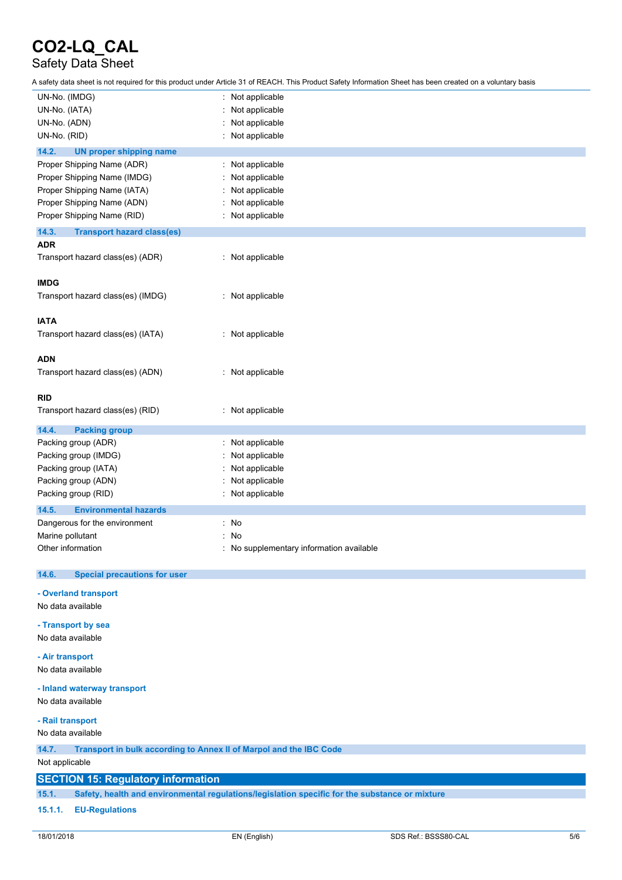| | |
|---|---|
| UN-No. (IMDG) | : Not applicable |
| UN-No. (IATA) | : Not applicable |
| UN-No. (ADN) | : Not applicable |
| UN-No. (RID) | : Not applicable |

### 14.2. UN proper shipping name

| | |
|---|---|
| Proper Shipping Name (ADR) | : Not applicable |
| Proper Shipping Name (IMDG) | : Not applicable |
| Proper Shipping Name (IATA) | : Not applicable |
| Proper Shipping Name (ADN) | : Not applicable |
| Proper Shipping Name (RID) | : Not applicable |

### 14.3. Transport hazard class(es)

**ADR**

Transport hazard class(es) (ADR) : Not applicable

**IMDG**

Transport hazard class(es) (IMDG) : Not applicable

**IATA**

Transport hazard class(es) (IATA) : Not applicable

**ADN**

Transport hazard class(es) (ADN) : Not applicable

**RID**

Transport hazard class(es) (RID) : Not applicable

### 14.4. Packing group

| | |
|---|---|
| Packing group (ADR) | : Not applicable |
| Packing group (IMDG) | : Not applicable |
| Packing group (IATA) | : Not applicable |
| Packing group (ADN) | : Not applicable |
| Packing group (RID) | : Not applicable |

### 14.5. Environmental hazards

| | |
|---|---|
| Dangerous for the environment | : No |
| Marine pollutant | : No |
| Other information | : No supplementary information available |

### 14.6. Special precautions for user

**- Overland transport**

No data available

**- Transport by sea**

No data available

**- Air transport**

No data available

**- Inland waterway transport**

No data available

**- Rail transport**

No data available

### 14.7. Transport in bulk according to Annex II of Marpol and the IBC Code

Not applicable

## SECTION 15: Regulatory information

### 15.1. Safety, health and environmental regulations/legislation specific for the substance or mixture

#### 15.1.1. EU-Regulations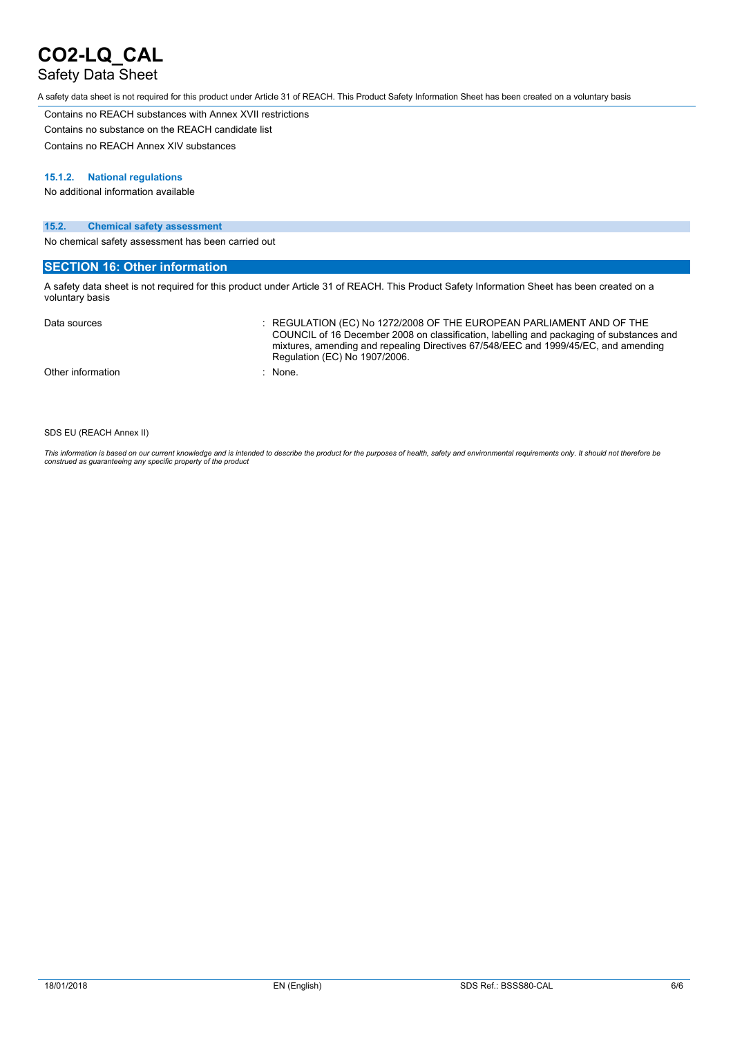Contains no REACH substances with Annex XVII restrictions

Contains no substance on the REACH candidate list

Contains no REACH Annex XIV substances

#### 15.1.2. National regulations

No additional information available

### 15.2. Chemical safety assessment

No chemical safety assessment has been carried out

## SECTION 16: Other information

A safety data sheet is not required for this product under Article 31 of REACH. This Product Safety Information Sheet has been created on a voluntary basis

| | |
|---|---|
| Data sources | : REGULATION (EC) No 1272/2008 OF THE EUROPEAN PARLIAMENT AND OF THE COUNCIL of 16 December 2008 on classification, labelling and packaging of substances and mixtures, amending and repealing Directives 67/548/EEC and 1999/45/EC, and amending Regulation (EC) No 1907/2006. |
| Other information | : None. |

SDS EU (REACH Annex II)

*This information is based on our current knowledge and is intended to describe the product for the purposes of health, safety and environmental requirements only. It should not therefore be construed as guaranteeing any specific property of the product*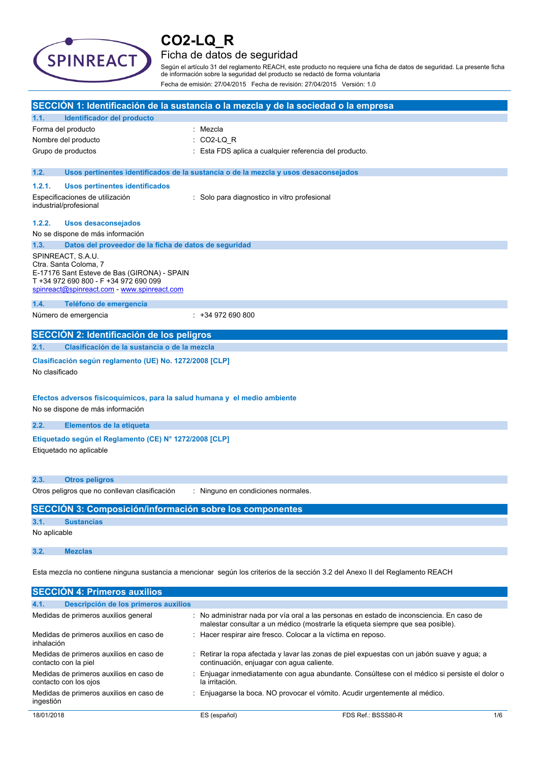# CO2-LQ_R

## Ficha de datos de seguridad

Según el artículo 31 del reglamento REACH, este producto no requiere una ficha de datos de seguridad. La presente ficha de información sobre la seguridad del producto se redactó de forma voluntaria

Fecha de emisión: 27/04/2015 Fecha de revisión: 27/04/2015 Versión: 1.0

## SECCIÓN 1: Identificación de la sustancia o la mezcla y de la sociedad o la empresa

### 1.1. Identificador del producto

| | |
|---|---|
| Forma del producto | : Mezcla |
| Nombre del producto | : CO2-LQ_R |
| Grupo de productos | : Esta FDS aplica a cualquier referencia del producto. |

### 1.2. Usos pertinentes identificados de la sustancia o de la mezcla y usos desaconsejados

#### 1.2.1. Usos pertinentes identificados

| | |
|---|---|
| Especificaciones de utilización industrial/profesional | : Solo para diagnostico in vitro profesional |

#### 1.2.2. Usos desaconsejados

No se dispone de más información

### 1.3. Datos del proveedor de la ficha de datos de seguridad

SPINREACT, S.A.U.
Ctra. Santa Coloma, 7
E-17176 Sant Esteve de Bas (GIRONA) - SPAIN
T +34 972 690 800 - F +34 972 690 099
spinreact@spinreact.com - www.spinreact.com

### 1.4. Teléfono de emergencia

| | |
|---|---|
| Número de emergencia | : +34 972 690 800 |

## SECCIÓN 2: Identificación de los peligros

### 2.1. Clasificación de la sustancia o de la mezcla

**Clasificación según reglamento (UE) No. 1272/2008 [CLP]**

No clasificado

**Efectos adversos fisicoquímicos, para la salud humana y el medio ambiente**

No se dispone de más información

### 2.2. Elementos de la etiqueta

**Etiquetado según el Reglamento (CE) N° 1272/2008 [CLP]**

Etiquetado no aplicable

### 2.3. Otros peligros

| | |
|---|---|
| Otros peligros que no conllevan clasificación | : Ninguno en condiciones normales. |

## SECCIÓN 3: Composición/información sobre los componentes

### 3.1. Sustancias

No aplicable

### 3.2. Mezclas

Esta mezcla no contiene ninguna sustancia a mencionar según los criterios de la sección 3.2 del Anexo II del Reglamento REACH

## SECCIÓN 4: Primeros auxilios

### 4.1. Descripción de los primeros auxilios

| | |
|---|---|
| Medidas de primeros auxilios general | : No administrar nada por vía oral a las personas en estado de inconsciencia. En caso de malestar consultar a un médico (mostrarle la etiqueta siempre que sea posible). |
| Medidas de primeros auxilios en caso de inhalación | : Hacer respirar aire fresco. Colocar a la víctima en reposo. |
| Medidas de primeros auxilios en caso de contacto con la piel | : Retirar la ropa afectada y lavar las zonas de piel expuestas con un jabón suave y agua; a continuación, enjuagar con agua caliente. |
| Medidas de primeros auxilios en caso de contacto con los ojos | : Enjuagar inmediatamente con agua abundante. Consúltese con el médico si persiste el dolor o la irritación. |
| Medidas de primeros auxilios en caso de ingestión | : Enjuagarse la boca. NO provocar el vómito. Acudir urgentemente al médico. |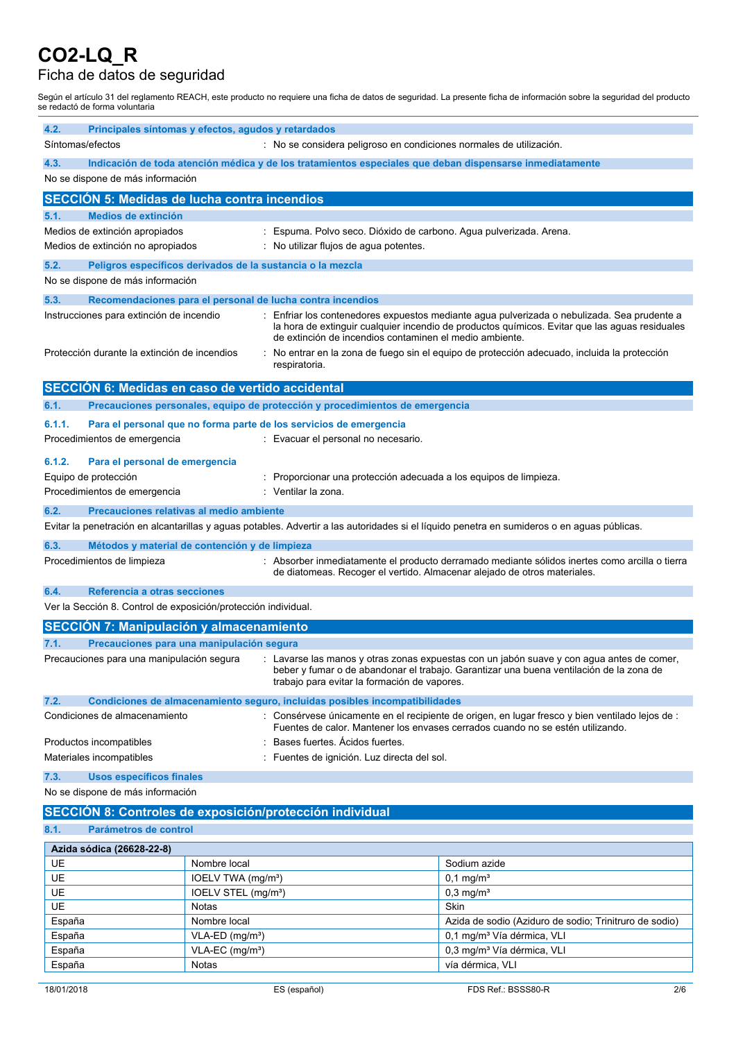### 4.2. Principales síntomas y efectos, agudos y retardados

Síntomas/efectos : No se considera peligroso en condiciones normales de utilización.

### 4.3. Indicación de toda atención médica y de los tratamientos especiales que deban dispensarse inmediatamente

No se dispone de más información

## SECCIÓN 5: Medidas de lucha contra incendios

### 5.1. Medios de extinción

Medios de extinción apropiados : Espuma. Polvo seco. Dióxido de carbono. Agua pulverizada. Arena.

Medios de extinción no apropiados : No utilizar flujos de agua potentes.

### 5.2. Peligros específicos derivados de la sustancia o la mezcla

No se dispone de más información

### 5.3. Recomendaciones para el personal de lucha contra incendios

Instrucciones para extinción de incendio : Enfriar los contenedores expuestos mediante agua pulverizada o nebulizada. Sea prudente a la hora de extinguir cualquier incendio de productos químicos. Evitar que las aguas residuales de extinción de incendios contaminen el medio ambiente.

Protección durante la extinción de incendios : No entrar en la zona de fuego sin el equipo de protección adecuado, incluida la protección respiratoria.

## SECCIÓN 6: Medidas en caso de vertido accidental

### 6.1. Precauciones personales, equipo de protección y procedimientos de emergencia

#### 6.1.1. Para el personal que no forma parte de los servicios de emergencia

Procedimientos de emergencia : Evacuar el personal no necesario.

#### 6.1.2. Para el personal de emergencia

Equipo de protección : Proporcionar una protección adecuada a los equipos de limpieza.

Procedimientos de emergencia : Ventilar la zona.

### 6.2. Precauciones relativas al medio ambiente

Evitar la penetración en alcantarillas y aguas potables. Advertir a las autoridades si el líquido penetra en sumideros o en aguas públicas.

### 6.3. Métodos y material de contención y de limpieza

Procedimientos de limpieza : Absorber inmediatamente el producto derramado mediante sólidos inertes como arcilla o tierra de diatomeas. Recoger el vertido. Almacenar alejado de otros materiales.

### 6.4. Referencia a otras secciones

Ver la Sección 8. Control de exposición/protección individual.

## SECCIÓN 7: Manipulación y almacenamiento

### 7.1. Precauciones para una manipulación segura

Precauciones para una manipulación segura : Lavarse las manos y otras zonas expuestas con un jabón suave y con agua antes de comer, beber y fumar o de abandonar el trabajo. Garantizar una buena ventilación de la zona de trabajo para evitar la formación de vapores.

### 7.2. Condiciones de almacenamiento seguro, incluidas posibles incompatibilidades

Condiciones de almacenamiento : Consérvese únicamente en el recipiente de origen, en lugar fresco y bien ventilado lejos de : Fuentes de calor. Mantener los envases cerrados cuando no se estén utilizando.

Productos incompatibles : Bases fuertes. Ácidos fuertes.

Materiales incompatibles : Fuentes de ignición. Luz directa del sol.

### 7.3. Usos específicos finales

No se dispone de más información

## SECCIÓN 8: Controles de exposición/protección individual

### 8.1. Parámetros de control

| Azida sódica (26628-22-8) | | |
|---|---|---|
| UE | Nombre local | Sodium azide |
| UE | IOELV TWA (mg/m³) | 0,1 mg/m³ |
| UE | IOELV STEL (mg/m³) | 0,3 mg/m³ |
| UE | Notas | Skin |
| España | Nombre local | Azida de sodio (Aziduro de sodio; Trinitruro de sodio) |
| España | VLA-ED (mg/m³) | 0,1 mg/m³ Vía dérmica, VLI |
| España | VLA-EC (mg/m³) | 0,3 mg/m³ Vía dérmica, VLI |
| España | Notas | vía dérmica, VLI |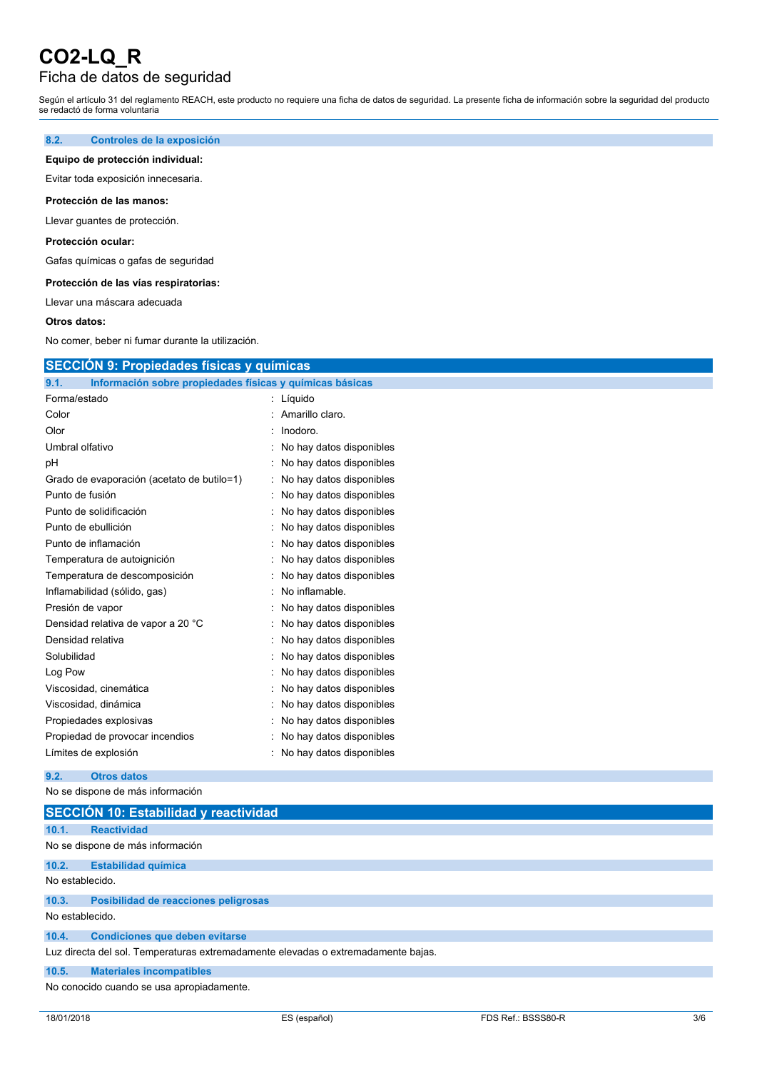### 8.2. Controles de la exposición

**Equipo de protección individual:**

Evitar toda exposición innecesaria.

**Protección de las manos:**

Llevar guantes de protección.

**Protección ocular:**

Gafas químicas o gafas de seguridad

**Protección de las vías respiratorias:**

Llevar una máscara adecuada

**Otros datos:**

No comer, beber ni fumar durante la utilización.

## SECCIÓN 9: Propiedades físicas y químicas

### 9.1. Información sobre propiedades físicas y químicas básicas

| | |
|---|---|
| Forma/estado | : Líquido |
| Color | : Amarillo claro. |
| Olor | : Inodoro. |
| Umbral olfativo | : No hay datos disponibles |
| pH | : No hay datos disponibles |
| Grado de evaporación (acetato de butilo=1) | : No hay datos disponibles |
| Punto de fusión | : No hay datos disponibles |
| Punto de solidificación | : No hay datos disponibles |
| Punto de ebullición | : No hay datos disponibles |
| Punto de inflamación | : No hay datos disponibles |
| Temperatura de autoignición | : No hay datos disponibles |
| Temperatura de descomposición | : No hay datos disponibles |
| Inflamabilidad (sólido, gas) | : No inflamable. |
| Presión de vapor | : No hay datos disponibles |
| Densidad relativa de vapor a 20 °C | : No hay datos disponibles |
| Densidad relativa | : No hay datos disponibles |
| Solubilidad | : No hay datos disponibles |
| Log Pow | : No hay datos disponibles |
| Viscosidad, cinemática | : No hay datos disponibles |
| Viscosidad, dinámica | : No hay datos disponibles |
| Propiedades explosivas | : No hay datos disponibles |
| Propiedad de provocar incendios | : No hay datos disponibles |
| Límites de explosión | : No hay datos disponibles |

### 9.2. Otros datos

No se dispone de más información

## SECCIÓN 10: Estabilidad y reactividad

### 10.1. Reactividad

No se dispone de más información

### 10.2. Estabilidad química

No establecido.

### 10.3. Posibilidad de reacciones peligrosas

No establecido.

### 10.4. Condiciones que deben evitarse

Luz directa del sol. Temperaturas extremadamente elevadas o extremadamente bajas.

### 10.5. Materiales incompatibles

No conocido cuando se usa apropiadamente.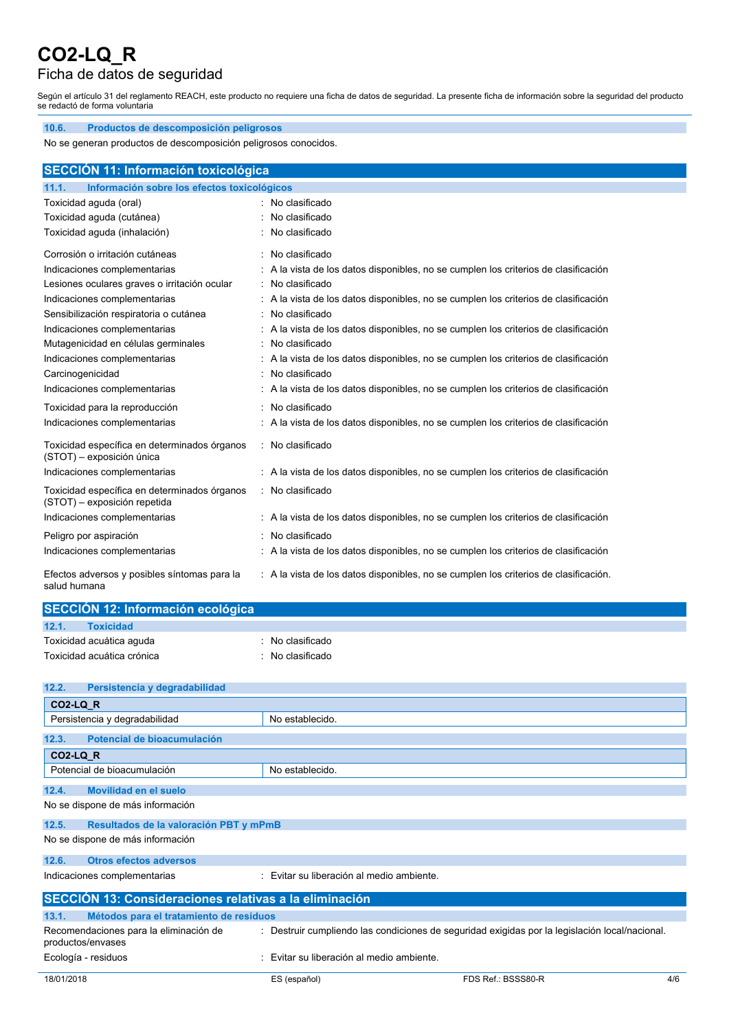### 10.6. Productos de descomposición peligrosos

No se generan productos de descomposición peligrosos conocidos.

## SECCIÓN 11: Información toxicológica

### 11.1. Información sobre los efectos toxicológicos

| | |
|---|---|
| Toxicidad aguda (oral) | : No clasificado |
| Toxicidad aguda (cutánea) | : No clasificado |
| Toxicidad aguda (inhalación) | : No clasificado |
| Corrosión o irritación cutáneas | : No clasificado |
| Indicaciones complementarias | : A la vista de los datos disponibles, no se cumplen los criterios de clasificación |
| Lesiones oculares graves o irritación ocular | : No clasificado |
| Indicaciones complementarias | : A la vista de los datos disponibles, no se cumplen los criterios de clasificación |
| Sensibilización respiratoria o cutánea | : No clasificado |
| Indicaciones complementarias | : A la vista de los datos disponibles, no se cumplen los criterios de clasificación |
| Mutagenicidad en células germinales | : No clasificado |
| Indicaciones complementarias | : A la vista de los datos disponibles, no se cumplen los criterios de clasificación |
| Carcinogenicidad | : No clasificado |
| Indicaciones complementarias | : A la vista de los datos disponibles, no se cumplen los criterios de clasificación |
| Toxicidad para la reproducción | : No clasificado |
| Indicaciones complementarias | : A la vista de los datos disponibles, no se cumplen los criterios de clasificación |
| Toxicidad específica en determinados órganos (STOT) – exposición única | : No clasificado |
| Indicaciones complementarias | : A la vista de los datos disponibles, no se cumplen los criterios de clasificación |
| Toxicidad específica en determinados órganos (STOT) – exposición repetida | : No clasificado |
| Indicaciones complementarias | : A la vista de los datos disponibles, no se cumplen los criterios de clasificación |
| Peligro por aspiración | : No clasificado |
| Indicaciones complementarias | : A la vista de los datos disponibles, no se cumplen los criterios de clasificación |
| Efectos adversos y posibles síntomas para la salud humana | : A la vista de los datos disponibles, no se cumplen los criterios de clasificación. |

## SECCIÓN 12: Información ecológica

### 12.1. Toxicidad

| | |
|---|---|
| Toxicidad acuática aguda | : No clasificado |
| Toxicidad acuática crónica | : No clasificado |

### 12.2. Persistencia y degradabilidad

| CO2-LQ_R | |
|---|---|
| Persistencia y degradabilidad | No establecido. |

### 12.3. Potencial de bioacumulación

| CO2-LQ_R | |
|---|---|
| Potencial de bioacumulación | No establecido. |

### 12.4. Movilidad en el suelo

No se dispone de más información

### 12.5. Resultados de la valoración PBT y mPmB

No se dispone de más información

### 12.6. Otros efectos adversos

| | |
|---|---|
| Indicaciones complementarias | : Evitar su liberación al medio ambiente. |

## SECCIÓN 13: Consideraciones relativas a la eliminación

### 13.1. Métodos para el tratamiento de residuos

| | |
|---|---|
| Recomendaciones para la eliminación de productos/envases | : Destruir cumpliendo las condiciones de seguridad exigidas por la legislación local/nacional. |
| Ecología - residuos | : Evitar su liberación al medio ambiente. |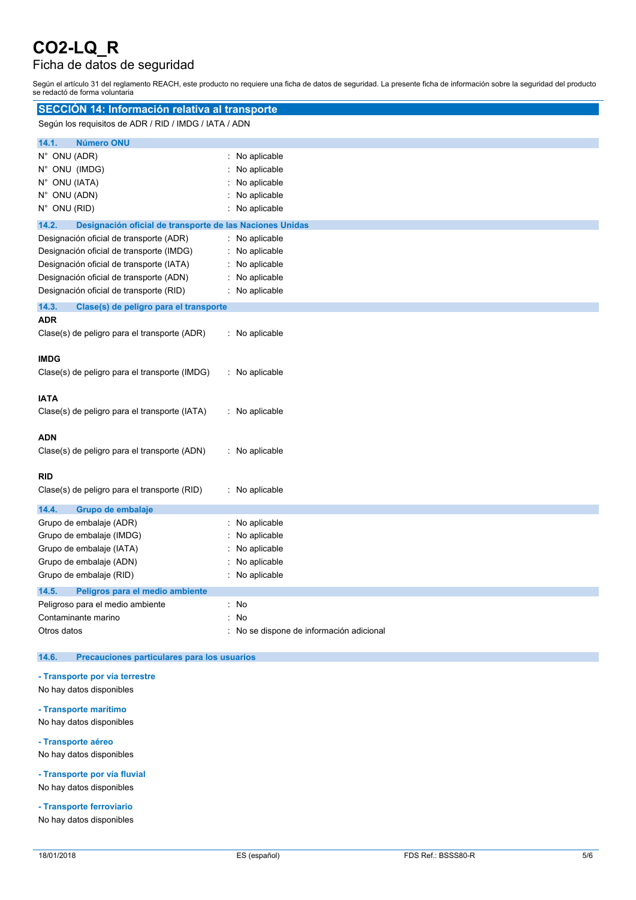Según el artículo 31 del reglamento REACH, este producto no requiere una ficha de datos de seguridad. La presente ficha de información sobre la seguridad del producto se redactó de forma voluntaria

## SECCIÓN 14: Información relativa al transporte

Según los requisitos de ADR / RID / IMDG / IATA / ADN

### 14.1. Número ONU

| | |
|---|---|
| N° ONU (ADR) | : No aplicable |
| N° ONU (IMDG) | : No aplicable |
| N° ONU (IATA) | : No aplicable |
| N° ONU (ADN) | : No aplicable |
| N° ONU (RID) | : No aplicable |

### 14.2. Designación oficial de transporte de las Naciones Unidas

| | |
|---|---|
| Designación oficial de transporte (ADR) | : No aplicable |
| Designación oficial de transporte (IMDG) | : No aplicable |
| Designación oficial de transporte (IATA) | : No aplicable |
| Designación oficial de transporte (ADN) | : No aplicable |
| Designación oficial de transporte (RID) | : No aplicable |

### 14.3. Clase(s) de peligro para el transporte

**ADR**

Clase(s) de peligro para el transporte (ADR) : No aplicable

**IMDG**

Clase(s) de peligro para el transporte (IMDG) : No aplicable

**IATA**

Clase(s) de peligro para el transporte (IATA) : No aplicable

**ADN**

Clase(s) de peligro para el transporte (ADN) : No aplicable

**RID**

Clase(s) de peligro para el transporte (RID) : No aplicable

### 14.4. Grupo de embalaje

| | |
|---|---|
| Grupo de embalaje (ADR) | : No aplicable |
| Grupo de embalaje (IMDG) | : No aplicable |
| Grupo de embalaje (IATA) | : No aplicable |
| Grupo de embalaje (ADN) | : No aplicable |
| Grupo de embalaje (RID) | : No aplicable |

### 14.5. Peligros para el medio ambiente

| | |
|---|---|
| Peligroso para el medio ambiente | : No |
| Contaminante marino | : No |
| Otros datos | : No se dispone de información adicional |

### 14.6. Precauciones particulares para los usuarios

**- Transporte por vía terrestre**

No hay datos disponibles

**- Transporte marítimo**

No hay datos disponibles

**- Transporte aéreo**

No hay datos disponibles

**- Transporte por vía fluvial**

No hay datos disponibles

**- Transporte ferroviario**

No hay datos disponibles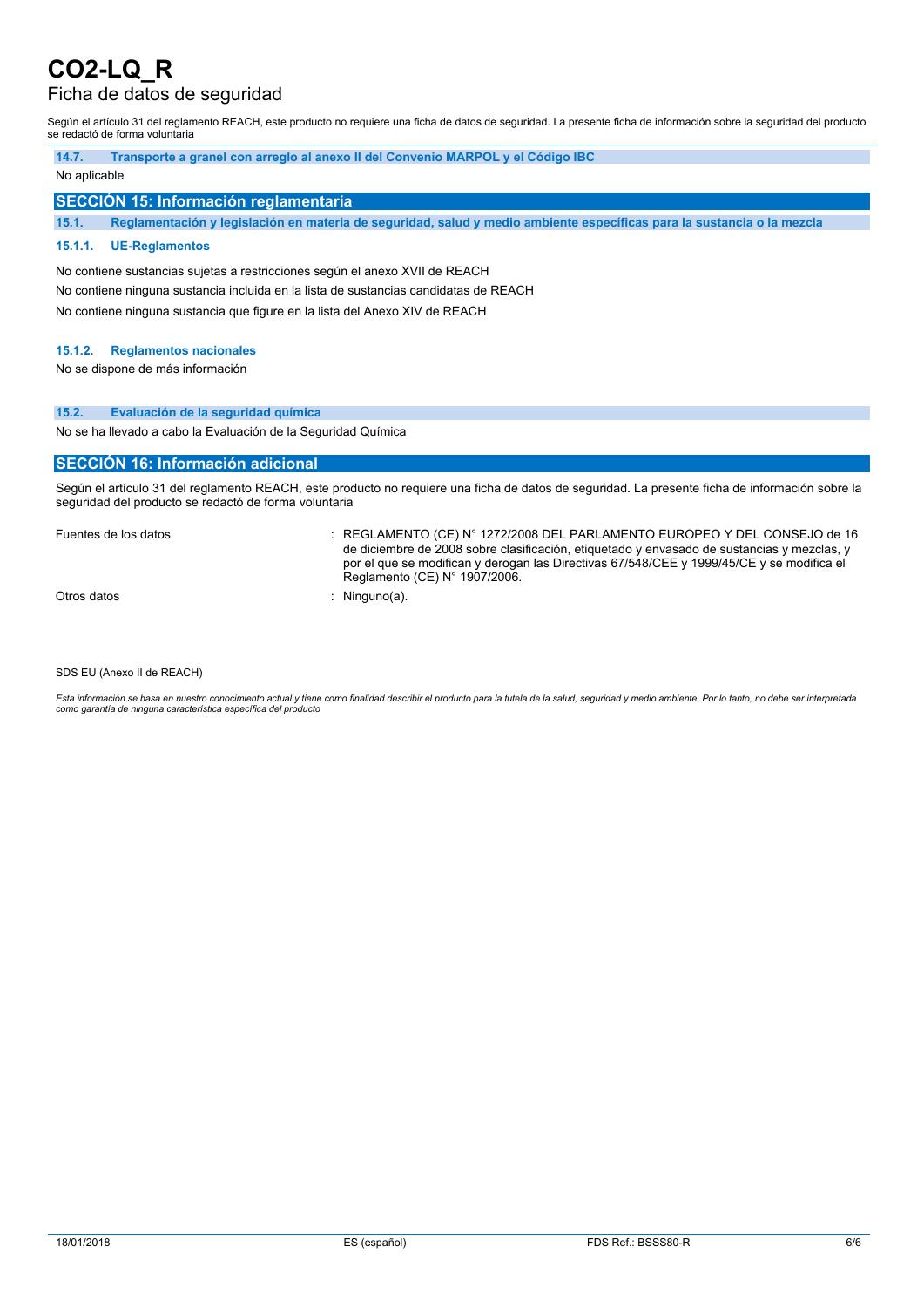#### 14.7. Transporte a granel con arreglo al anexo II del Convenio MARPOL y el Código IBC

No aplicable

## SECCIÓN 15: Información reglamentaria

### 15.1. Reglamentación y legislación en materia de seguridad, salud y medio ambiente específicas para la sustancia o la mezcla

#### 15.1.1. UE-Reglamentos

No contiene sustancias sujetas a restricciones según el anexo XVII de REACH

No contiene ninguna sustancia incluida en la lista de sustancias candidatas de REACH

No contiene ninguna sustancia que figure en la lista del Anexo XIV de REACH

#### 15.1.2. Reglamentos nacionales

No se dispone de más información

### 15.2. Evaluación de la seguridad química

No se ha llevado a cabo la Evaluación de la Seguridad Química

## SECCIÓN 16: Información adicional

Según el artículo 31 del reglamento REACH, este producto no requiere una ficha de datos de seguridad. La presente ficha de información sobre la seguridad del producto se redactó de forma voluntaria

| | |
|---|---|
| Fuentes de los datos | : REGLAMENTO (CE) N° 1272/2008 DEL PARLAMENTO EUROPEO Y DEL CONSEJO de 16 de diciembre de 2008 sobre clasificación, etiquetado y envasado de sustancias y mezclas, y por el que se modifican y derogan las Directivas 67/548/CEE y 1999/45/CE y se modifica el Reglamento (CE) N° 1907/2006. |
| Otros datos | : Ninguno(a). |

SDS EU (Anexo II de REACH)

*Esta información se basa en nuestro conocimiento actual y tiene como finalidad describir el producto para la tutela de la salud, seguridad y medio ambiente. Por lo tanto, no debe ser interpretada como garantía de ninguna característica específica del producto*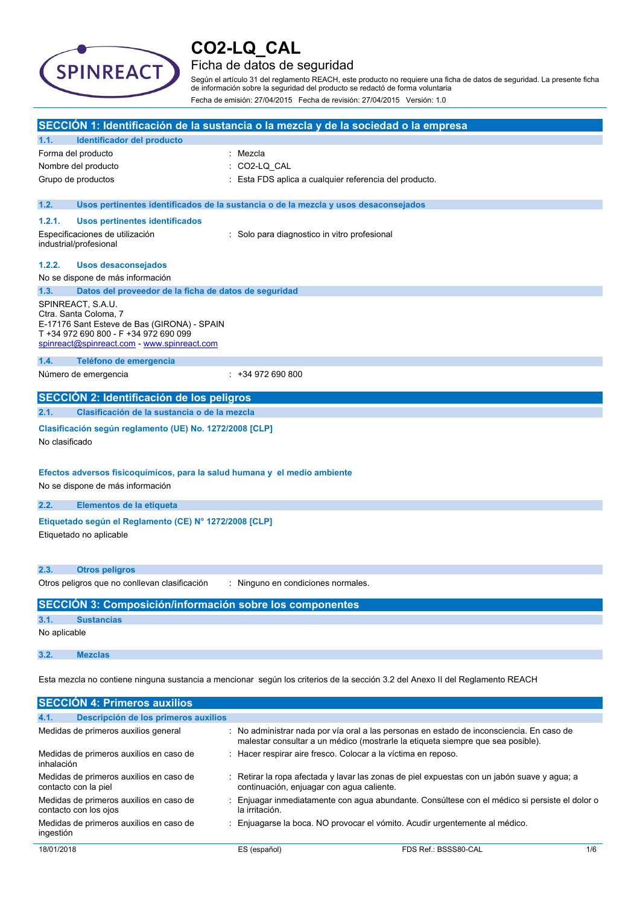# CO2-LQ_CAL

## Ficha de datos de seguridad

Según el artículo 31 del reglamento REACH, este producto no requiere una ficha de datos de seguridad. La presente ficha de información sobre la seguridad del producto se redactó de forma voluntaria

Fecha de emisión: 27/04/2015 Fecha de revisión: 27/04/2015 Versión: 1.0

## SECCIÓN 1: Identificación de la sustancia o la mezcla y de la sociedad o la empresa

### 1.1. Identificador del producto

| | |
|---|---|
| Forma del producto | : Mezcla |
| Nombre del producto | : CO2-LQ_CAL |
| Grupo de productos | : Esta FDS aplica a cualquier referencia del producto. |

### 1.2. Usos pertinentes identificados de la sustancia o de la mezcla y usos desaconsejados

#### 1.2.1. Usos pertinentes identificados

| | |
|---|---|
| Especificaciones de utilización industrial/profesional | : Solo para diagnostico in vitro profesional |

#### 1.2.2. Usos desaconsejados

No se dispone de más información

### 1.3. Datos del proveedor de la ficha de datos de seguridad

SPINREACT, S.A.U.
Ctra. Santa Coloma, 7
E-17176 Sant Esteve de Bas (GIRONA) - SPAIN
T +34 972 690 800 - F +34 972 690 099
spinreact@spinreact.com - www.spinreact.com

### 1.4. Teléfono de emergencia

| | |
|---|---|
| Número de emergencia | : +34 972 690 800 |

## SECCIÓN 2: Identificación de los peligros

### 2.1. Clasificación de la sustancia o de la mezcla

**Clasificación según reglamento (UE) No. 1272/2008 [CLP]**

No clasificado

**Efectos adversos fisicoquímicos, para la salud humana y el medio ambiente**

No se dispone de más información

### 2.2. Elementos de la etiqueta

**Etiquetado según el Reglamento (CE) N° 1272/2008 [CLP]**

Etiquetado no aplicable

### 2.3. Otros peligros

| | |
|---|---|
| Otros peligros que no conllevan clasificación | : Ninguno en condiciones normales. |

## SECCIÓN 3: Composición/información sobre los componentes

### 3.1. Sustancias

No aplicable

### 3.2. Mezclas

Esta mezcla no contiene ninguna sustancia a mencionar según los criterios de la sección 3.2 del Anexo II del Reglamento REACH

## SECCIÓN 4: Primeros auxilios

### 4.1. Descripción de los primeros auxilios

| | |
|---|---|
| Medidas de primeros auxilios general | : No administrar nada por vía oral a las personas en estado de inconsciencia. En caso de malestar consultar a un médico (mostrarle la etiqueta siempre que sea posible). |
| Medidas de primeros auxilios en caso de inhalación | : Hacer respirar aire fresco. Colocar a la víctima en reposo. |
| Medidas de primeros auxilios en caso de contacto con la piel | : Retirar la ropa afectada y lavar las zonas de piel expuestas con un jabón suave y agua; a continuación, enjuagar con agua caliente. |
| Medidas de primeros auxilios en caso de contacto con los ojos | : Enjuagar inmediatamente con agua abundante. Consúltese con el médico si persiste el dolor o la irritación. |
| Medidas de primeros auxilios en caso de ingestión | : Enjuagarse la boca. NO provocar el vómito. Acudir urgentemente al médico. |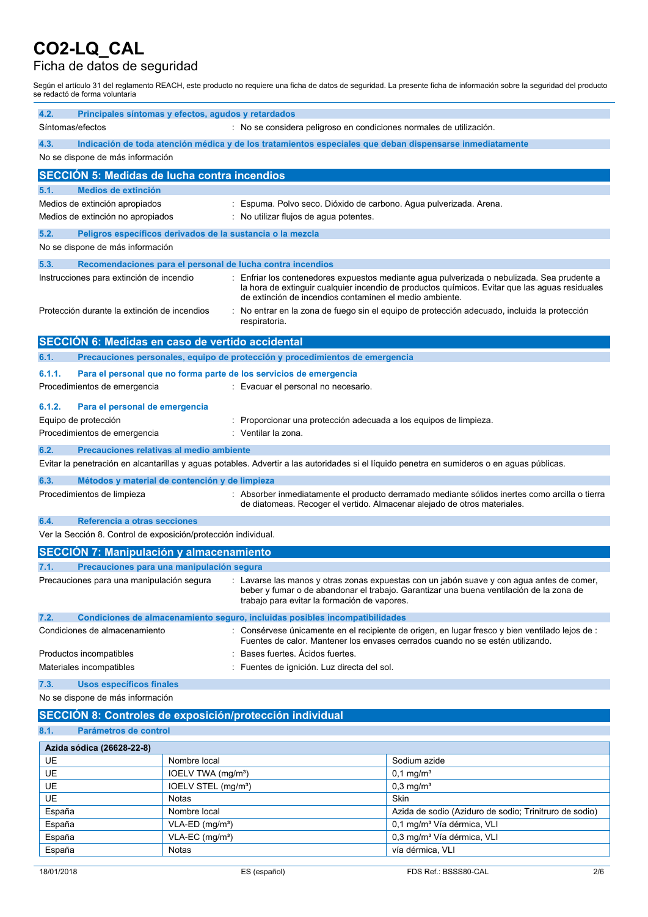# CO2-LQ_CAL

## Ficha de datos de seguridad

Según el artículo 31 del reglamento REACH, este producto no requiere una ficha de datos de seguridad. La presente ficha de información sobre la seguridad del producto se redactó de forma voluntaria

**4.2. Principales síntomas y efectos, agudos y retardados**

Síntomas/efectos : No se considera peligroso en condiciones normales de utilización.

**4.3. Indicación de toda atención médica y de los tratamientos especiales que deban dispensarse inmediatamente**

No se dispone de más información

## SECCIÓN 5: Medidas de lucha contra incendios

**5.1. Medios de extinción**

Medios de extinción apropiados : Espuma. Polvo seco. Dióxido de carbono. Agua pulverizada. Arena.

Medios de extinción no apropiados : No utilizar flujos de agua potentes.

**5.2. Peligros específicos derivados de la sustancia o la mezcla**

No se dispone de más información

**5.3. Recomendaciones para el personal de lucha contra incendios**

Instrucciones para extinción de incendio : Enfriar los contenedores expuestos mediante agua pulverizada o nebulizada. Sea prudente a la hora de extinguir cualquier incendio de productos químicos. Evitar que las aguas residuales de extinción de incendios contaminen el medio ambiente.

Protección durante la extinción de incendios : No entrar en la zona de fuego sin el equipo de protección adecuado, incluida la protección respiratoria.

## SECCIÓN 6: Medidas en caso de vertido accidental

**6.1. Precauciones personales, equipo de protección y procedimientos de emergencia**

**6.1.1. Para el personal que no forma parte de los servicios de emergencia**

Procedimientos de emergencia : Evacuar el personal no necesario.

**6.1.2. Para el personal de emergencia**

Equipo de protección : Proporcionar una protección adecuada a los equipos de limpieza.

Procedimientos de emergencia : Ventilar la zona.

**6.2. Precauciones relativas al medio ambiente**

Evitar la penetración en alcantarillas y aguas potables. Advertir a las autoridades si el líquido penetra en sumideros o en aguas públicas.

**6.3. Métodos y material de contención y de limpieza**

Procedimientos de limpieza : Absorber inmediatamente el producto derramado mediante sólidos inertes como arcilla o tierra de diatomeas. Recoger el vertido. Almacenar alejado de otros materiales.

**6.4. Referencia a otras secciones**

Ver la Sección 8. Control de exposición/protección individual.

## SECCIÓN 7: Manipulación y almacenamiento

**7.1. Precauciones para una manipulación segura**

Precauciones para una manipulación segura : Lavarse las manos y otras zonas expuestas con un jabón suave y con agua antes de comer, beber y fumar o de abandonar el trabajo. Garantizar una buena ventilación de la zona de trabajo para evitar la formación de vapores.

**7.2. Condiciones de almacenamiento seguro, incluidas posibles incompatibilidades**

Condiciones de almacenamiento : Consérvese únicamente en el recipiente de origen, en lugar fresco y bien ventilado lejos de : Fuentes de calor. Mantener los envases cerrados cuando no se estén utilizando.

Productos incompatibles : Bases fuertes. Ácidos fuertes.

Materiales incompatibles : Fuentes de ignición. Luz directa del sol.

**7.3. Usos específicos finales**

No se dispone de más información

## SECCIÓN 8: Controles de exposición/protección individual

**8.1. Parámetros de control**

| Azida sódica (26628-22-8) | | |
|---|---|---|
| UE | Nombre local | Sodium azide |
| UE | IOELV TWA (mg/m³) | 0,1 mg/m³ |
| UE | IOELV STEL (mg/m³) | 0,3 mg/m³ |
| UE | Notas | Skin |
| España | Nombre local | Azida de sodio (Aziduro de sodio; Trinitruro de sodio) |
| España | VLA-ED (mg/m³) | 0,1 mg/m³ Vía dérmica, VLI |
| España | VLA-EC (mg/m³) | 0,3 mg/m³ Vía dérmica, VLI |
| España | Notas | vía dérmica, VLI |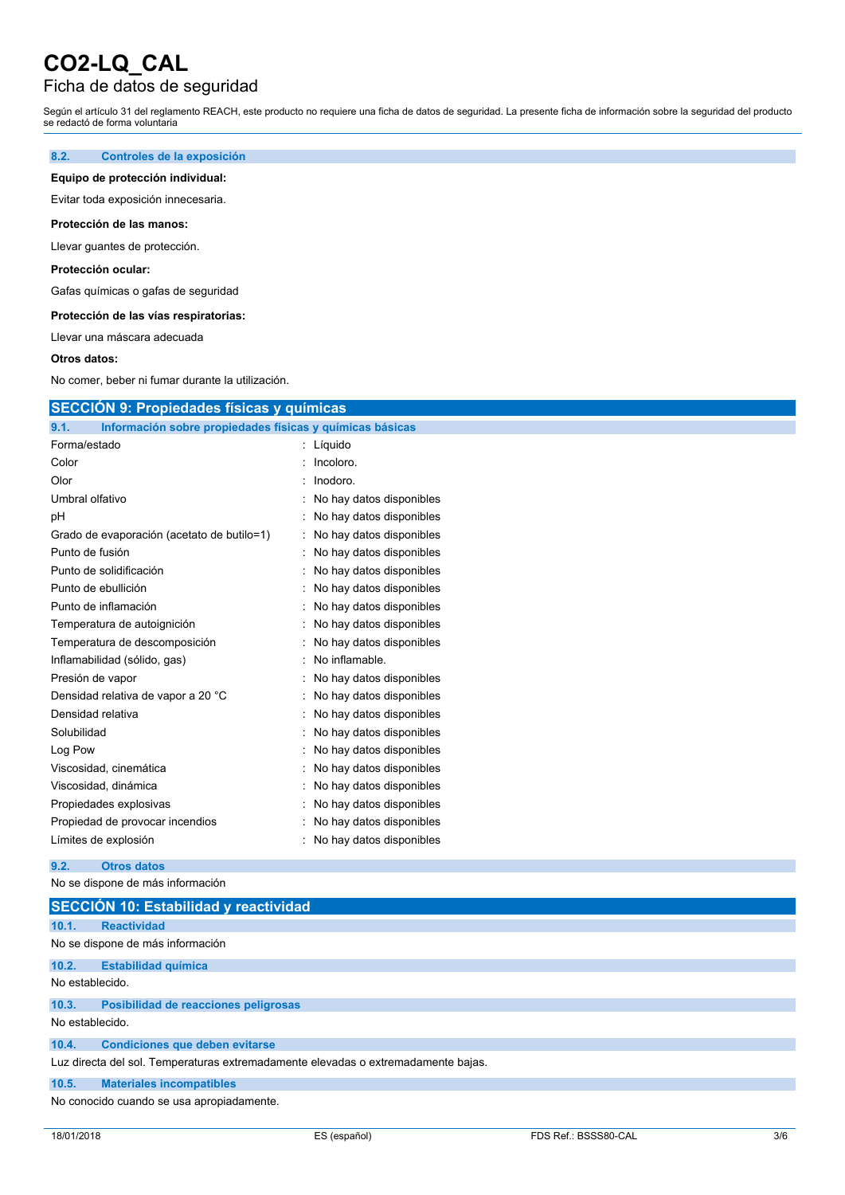#### 8.2. Controles de la exposición

**Equipo de protección individual:**

Evitar toda exposición innecesaria.

**Protección de las manos:**

Llevar guantes de protección.

**Protección ocular:**

Gafas químicas o gafas de seguridad

**Protección de las vías respiratorias:**

Llevar una máscara adecuada

**Otros datos:**

No comer, beber ni fumar durante la utilización.

## SECCIÓN 9: Propiedades físicas y químicas

#### 9.1. Información sobre propiedades físicas y químicas básicas

| | |
|---|---|
| Forma/estado | : Líquido |
| Color | : Incoloro. |
| Olor | : Inodoro. |
| Umbral olfativo | : No hay datos disponibles |
| pH | : No hay datos disponibles |
| Grado de evaporación (acetato de butilo=1) | : No hay datos disponibles |
| Punto de fusión | : No hay datos disponibles |
| Punto de solidificación | : No hay datos disponibles |
| Punto de ebullición | : No hay datos disponibles |
| Punto de inflamación | : No hay datos disponibles |
| Temperatura de autoignición | : No hay datos disponibles |
| Temperatura de descomposición | : No hay datos disponibles |
| Inflamabilidad (sólido, gas) | : No inflamable. |
| Presión de vapor | : No hay datos disponibles |
| Densidad relativa de vapor a 20 °C | : No hay datos disponibles |
| Densidad relativa | : No hay datos disponibles |
| Solubilidad | : No hay datos disponibles |
| Log Pow | : No hay datos disponibles |
| Viscosidad, cinemática | : No hay datos disponibles |
| Viscosidad, dinámica | : No hay datos disponibles |
| Propiedades explosivas | : No hay datos disponibles |
| Propiedad de provocar incendios | : No hay datos disponibles |
| Límites de explosión | : No hay datos disponibles |

#### 9.2. Otros datos

No se dispone de más información

## SECCIÓN 10: Estabilidad y reactividad

#### 10.1. Reactividad

No se dispone de más información

#### 10.2. Estabilidad química

No establecido.

#### 10.3. Posibilidad de reacciones peligrosas

No establecido.

#### 10.4. Condiciones que deben evitarse

Luz directa del sol. Temperaturas extremadamente elevadas o extremadamente bajas.

#### 10.5. Materiales incompatibles

No conocido cuando se usa apropiadamente.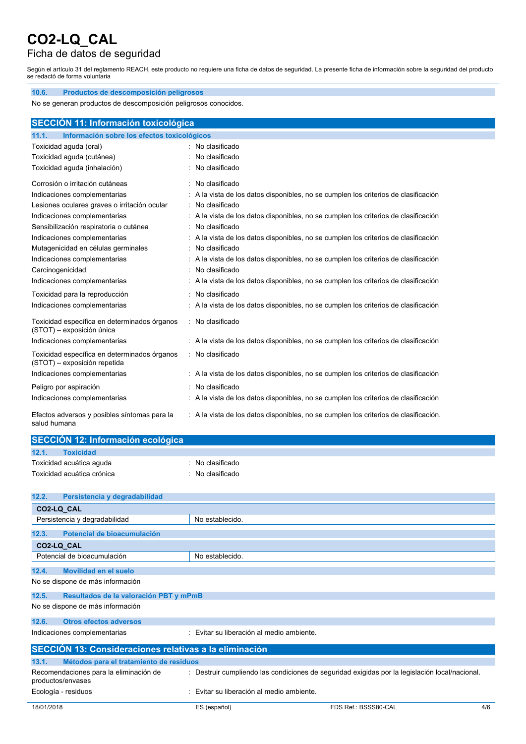### 10.6. Productos de descomposición peligrosos

No se generan productos de descomposición peligrosos conocidos.

## SECCIÓN 11: Información toxicológica

### 11.1. Información sobre los efectos toxicológicos

| | |
|---|---|
| Toxicidad aguda (oral) | : No clasificado |
| Toxicidad aguda (cutánea) | : No clasificado |
| Toxicidad aguda (inhalación) | : No clasificado |
| Corrosión o irritación cutáneas | : No clasificado |
| Indicaciones complementarias | : A la vista de los datos disponibles, no se cumplen los criterios de clasificación |
| Lesiones oculares graves o irritación ocular | : No clasificado |
| Indicaciones complementarias | : A la vista de los datos disponibles, no se cumplen los criterios de clasificación |
| Sensibilización respiratoria o cutánea | : No clasificado |
| Indicaciones complementarias | : A la vista de los datos disponibles, no se cumplen los criterios de clasificación |
| Mutagenicidad en células germinales | : No clasificado |
| Indicaciones complementarias | : A la vista de los datos disponibles, no se cumplen los criterios de clasificación |
| Carcinogenicidad | : No clasificado |
| Indicaciones complementarias | : A la vista de los datos disponibles, no se cumplen los criterios de clasificación |
| Toxicidad para la reproducción | : No clasificado |
| Indicaciones complementarias | : A la vista de los datos disponibles, no se cumplen los criterios de clasificación |
| Toxicidad específica en determinados órganos (STOT) – exposición única | : No clasificado |
| Indicaciones complementarias | : A la vista de los datos disponibles, no se cumplen los criterios de clasificación |
| Toxicidad específica en determinados órganos (STOT) – exposición repetida | : No clasificado |
| Indicaciones complementarias | : A la vista de los datos disponibles, no se cumplen los criterios de clasificación |
| Peligro por aspiración | : No clasificado |
| Indicaciones complementarias | : A la vista de los datos disponibles, no se cumplen los criterios de clasificación |
| Efectos adversos y posibles síntomas para la salud humana | : A la vista de los datos disponibles, no se cumplen los criterios de clasificación. |

## SECCIÓN 12: Información ecológica

### 12.1. Toxicidad

| | |
|---|---|
| Toxicidad acuática aguda | : No clasificado |
| Toxicidad acuática crónica | : No clasificado |

### 12.2. Persistencia y degradabilidad

| CO2-LQ_CAL | |
|---|---|
| Persistencia y degradabilidad | No establecido. |

### 12.3. Potencial de bioacumulación

| CO2-LQ_CAL | |
|---|---|
| Potencial de bioacumulación | No establecido. |

### 12.4. Movilidad en el suelo

No se dispone de más información

### 12.5. Resultados de la valoración PBT y mPmB

No se dispone de más información

### 12.6. Otros efectos adversos

| | |
|---|---|
| Indicaciones complementarias | : Evitar su liberación al medio ambiente. |

## SECCIÓN 13: Consideraciones relativas a la eliminación

### 13.1. Métodos para el tratamiento de residuos

| | |
|---|---|
| Recomendaciones para la eliminación de productos/envases | : Destruir cumpliendo las condiciones de seguridad exigidas por la legislación local/nacional. |
| Ecología - residuos | : Evitar su liberación al medio ambiente. |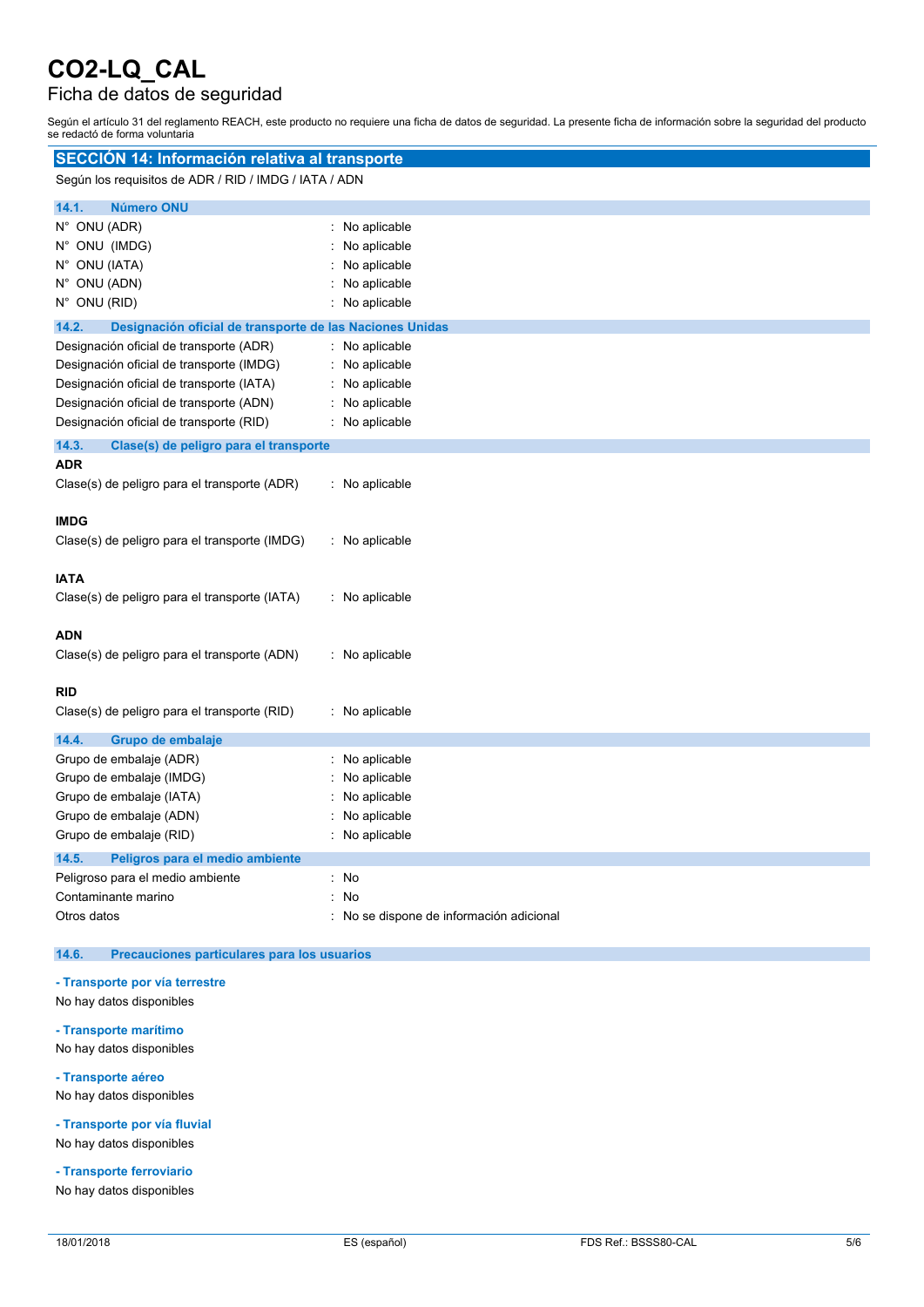# CO2-LQ_CAL

## Ficha de datos de seguridad

Según el artículo 31 del reglamento REACH, este producto no requiere una ficha de datos de seguridad. La presente ficha de información sobre la seguridad del producto se redactó de forma voluntaria

## SECCIÓN 14: Información relativa al transporte

Según los requisitos de ADR / RID / IMDG / IATA / ADN

### 14.1. Número ONU

| | |
|---|---|
| N° ONU (ADR) | : No aplicable |
| N° ONU (IMDG) | : No aplicable |
| N° ONU (IATA) | : No aplicable |
| N° ONU (ADN) | : No aplicable |
| N° ONU (RID) | : No aplicable |

### 14.2. Designación oficial de transporte de las Naciones Unidas

| | |
|---|---|
| Designación oficial de transporte (ADR) | : No aplicable |
| Designación oficial de transporte (IMDG) | : No aplicable |
| Designación oficial de transporte (IATA) | : No aplicable |
| Designación oficial de transporte (ADN) | : No aplicable |
| Designación oficial de transporte (RID) | : No aplicable |

### 14.3. Clase(s) de peligro para el transporte

**ADR**

Clase(s) de peligro para el transporte (ADR) : No aplicable

**IMDG**

Clase(s) de peligro para el transporte (IMDG) : No aplicable

**IATA**

Clase(s) de peligro para el transporte (IATA) : No aplicable

**ADN**

Clase(s) de peligro para el transporte (ADN) : No aplicable

**RID**

Clase(s) de peligro para el transporte (RID) : No aplicable

### 14.4. Grupo de embalaje

| | |
|---|---|
| Grupo de embalaje (ADR) | : No aplicable |
| Grupo de embalaje (IMDG) | : No aplicable |
| Grupo de embalaje (IATA) | : No aplicable |
| Grupo de embalaje (ADN) | : No aplicable |
| Grupo de embalaje (RID) | : No aplicable |

### 14.5. Peligros para el medio ambiente

| | |
|---|---|
| Peligroso para el medio ambiente | : No |
| Contaminante marino | : No |
| Otros datos | : No se dispone de información adicional |

### 14.6. Precauciones particulares para los usuarios

**- Transporte por vía terrestre**

No hay datos disponibles

**- Transporte marítimo**

No hay datos disponibles

**- Transporte aéreo**

No hay datos disponibles

**- Transporte por vía fluvial**

No hay datos disponibles

**- Transporte ferroviario**

No hay datos disponibles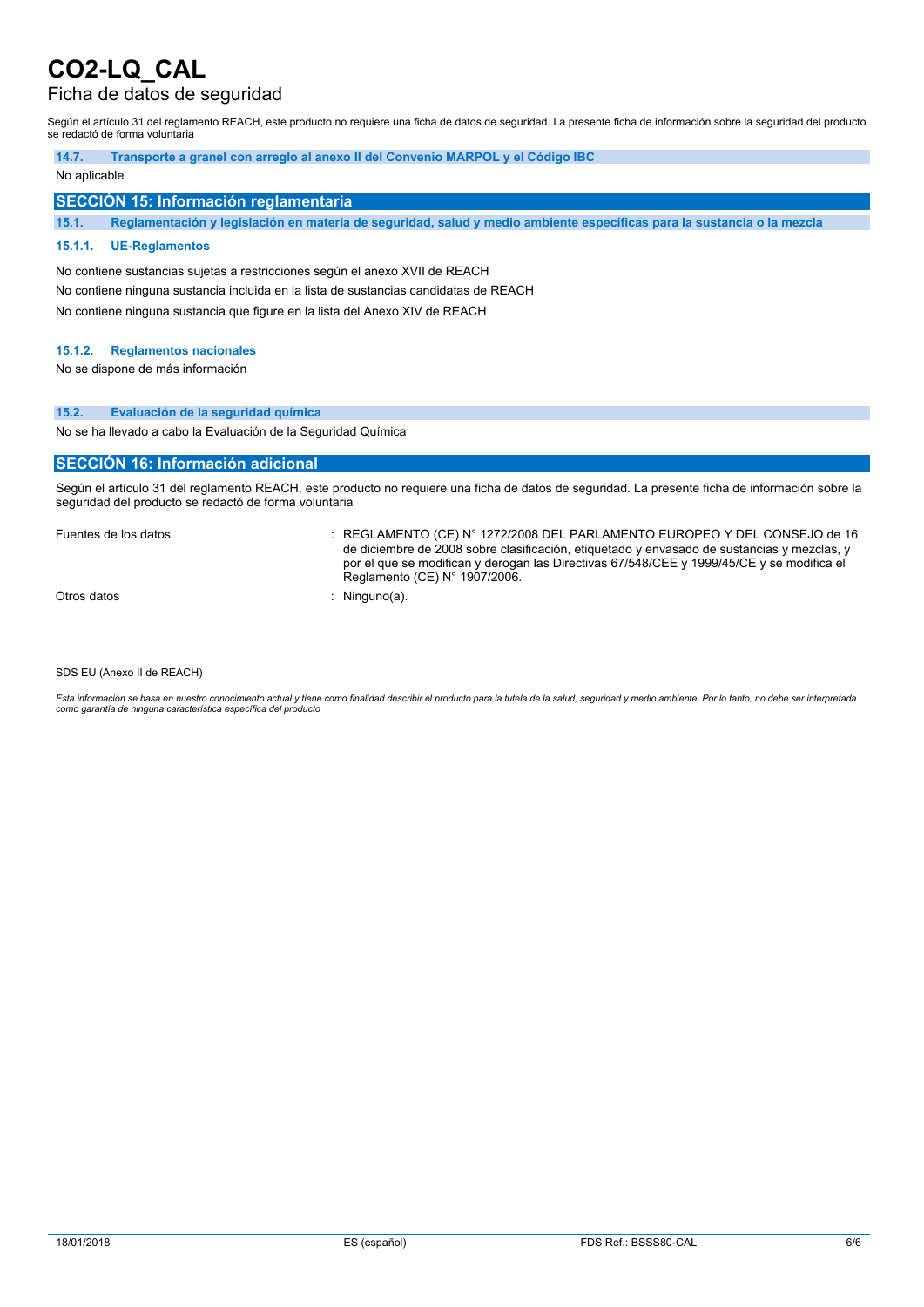#### 14.7. Transporte a granel con arreglo al anexo II del Convenio MARPOL y el Código IBC

No aplicable

## SECCIÓN 15: Información reglamentaria

### 15.1. Reglamentación y legislación en materia de seguridad, salud y medio ambiente específicas para la sustancia o la mezcla

#### 15.1.1. UE-Reglamentos

No contiene sustancias sujetas a restricciones según el anexo XVII de REACH

No contiene ninguna sustancia incluida en la lista de sustancias candidatas de REACH

No contiene ninguna sustancia que figure en la lista del Anexo XIV de REACH

#### 15.1.2. Reglamentos nacionales

No se dispone de más información

### 15.2. Evaluación de la seguridad química

No se ha llevado a cabo la Evaluación de la Seguridad Química

## SECCIÓN 16: Información adicional

Según el artículo 31 del reglamento REACH, este producto no requiere una ficha de datos de seguridad. La presente ficha de información sobre la seguridad del producto se redactó de forma voluntaria

| | |
|---|---|
| Fuentes de los datos | : REGLAMENTO (CE) N° 1272/2008 DEL PARLAMENTO EUROPEO Y DEL CONSEJO de 16 de diciembre de 2008 sobre clasificación, etiquetado y envasado de sustancias y mezclas, y por el que se modifican y derogan las Directivas 67/548/CEE y 1999/45/CE y se modifica el Reglamento (CE) N° 1907/2006. |
| Otros datos | : Ninguno(a). |

SDS EU (Anexo II de REACH)

*Esta información se basa en nuestro conocimiento actual y tiene como finalidad describir el producto para la tutela de la salud, seguridad y medio ambiente. Por lo tanto, no debe ser interpretada como garantía de ninguna característica específica del producto*